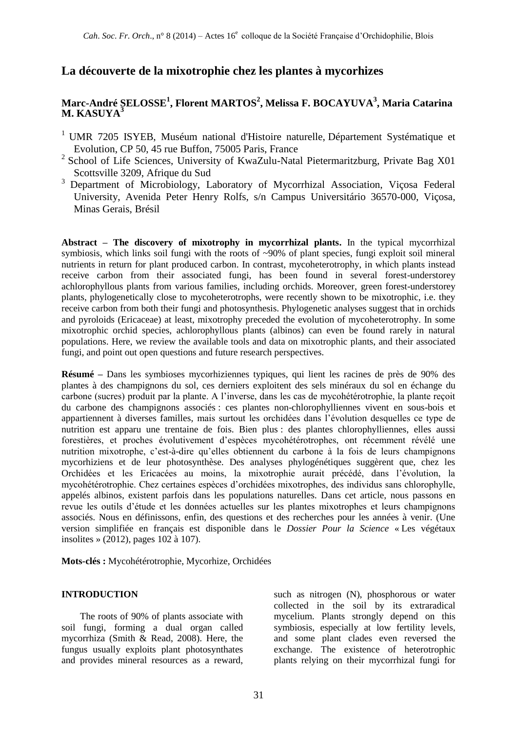# La découverte de la mixotrophie chez les plantes à mycorhizes

**Marc-André SELOSSE[1], Florent MARTOS[2], Melissa F. BOCAYUVA[3], Maria Catarina M. KASUYA[3]**

[1] UMR 7205 ISYEB, Muséum national d'Histoire naturelle, Département Systématique et Evolution, CP 50, 45 rue Buffon, 75005 Paris, France

[2] School of Life Sciences, University of KwaZulu-Natal Pietermaritzburg, Private Bag X01 Scottsville 3209, Afrique du Sud

[3] Department of Microbiology, Laboratory of Mycorrhizal Association, Viçosa Federal University, Avenida Peter Henry Rolfs, s/n Campus Universitário 36570-000, Viçosa, Minas Gerais, Brésil

**Abstract – The discovery of mixotrophy in mycorrhizal plants.** In the typical mycorrhizal symbiosis, which links soil fungi with the roots of ~90% of plant species, fungi exploit soil mineral nutrients in return for plant produced carbon. In contrast, mycoheterotrophy, in which plants instead receive carbon from their associated fungi, has been found in several forest-understorey achlorophyllous plants from various families, including orchids. Moreover, green forest-understorey plants, phylogenetically close to mycoheterotrophs, were recently shown to be mixotrophic, i.e. they receive carbon from both their fungi and photosynthesis. Phylogenetic analyses suggest that in orchids and pyroloids (Ericaceae) at least, mixotrophy preceded the evolution of mycoheterotrophy. In some mixotrophic orchid species, achlorophyllous plants (albinos) can even be found rarely in natural populations. Here, we review the available tools and data on mixotrophic plants, and their associated fungi, and point out open questions and future research perspectives.

**Résumé –** Dans les symbioses mycorhiziennes typiques, qui lient les racines de près de 90% des plantes à des champignons du sol, ces derniers exploitent des sels minéraux du sol en échange du carbone (sucres) produit par la plante. A l'inverse, dans les cas de mycohétérotrophie, la plante reçoit du carbone des champignons associés : ces plantes non-chlorophylliennes vivent en sous-bois et appartiennent à diverses familles, mais surtout les orchidées dans l'évolution desquelles ce type de nutrition est apparu une trentaine de fois. Bien plus : des plantes chlorophylliennes, elles aussi forestières, et proches évolutivement d'espèces mycohétérotrophes, ont récemment révélé une nutrition mixotrophe, c'est-à-dire qu'elles obtiennent du carbone à la fois de leurs champignons mycorhiziens et de leur photosynthèse. Des analyses phylogénétiques suggèrent que, chez les Orchidées et les Ericacées au moins, la mixotrophie aurait précédé, dans l'évolution, la mycohétérotrophie. Chez certaines espèces d'orchidées mixotrophes, des individus sans chlorophylle, appelés albinos, existent parfois dans les populations naturelles. Dans cet article, nous passons en revue les outils d'étude et les données actuelles sur les plantes mixotrophes et leurs champignons associés. Nous en définissons, enfin, des questions et des recherches pour les années à venir. (Une version simplifiée en français est disponible dans le *Dossier Pour la Science* « Les végétaux insolites » (2012), pages 102 à 107).

**Mots-clés :** Mycohétérotrophie, Mycorhize, Orchidées

## INTRODUCTION

The roots of 90% of plants associate with soil fungi, forming a dual organ called mycorrhiza (Smith & Read, 2008). Here, the fungus usually exploits plant photosynthates and provides mineral resources as a reward, such as nitrogen (N), phosphorous or water collected in the soil by its extraradical mycelium. Plants strongly depend on this symbiosis, especially at low fertility levels, and some plant clades even reversed the exchange. The existence of heterotrophic plants relying on their mycorrhizal fungi for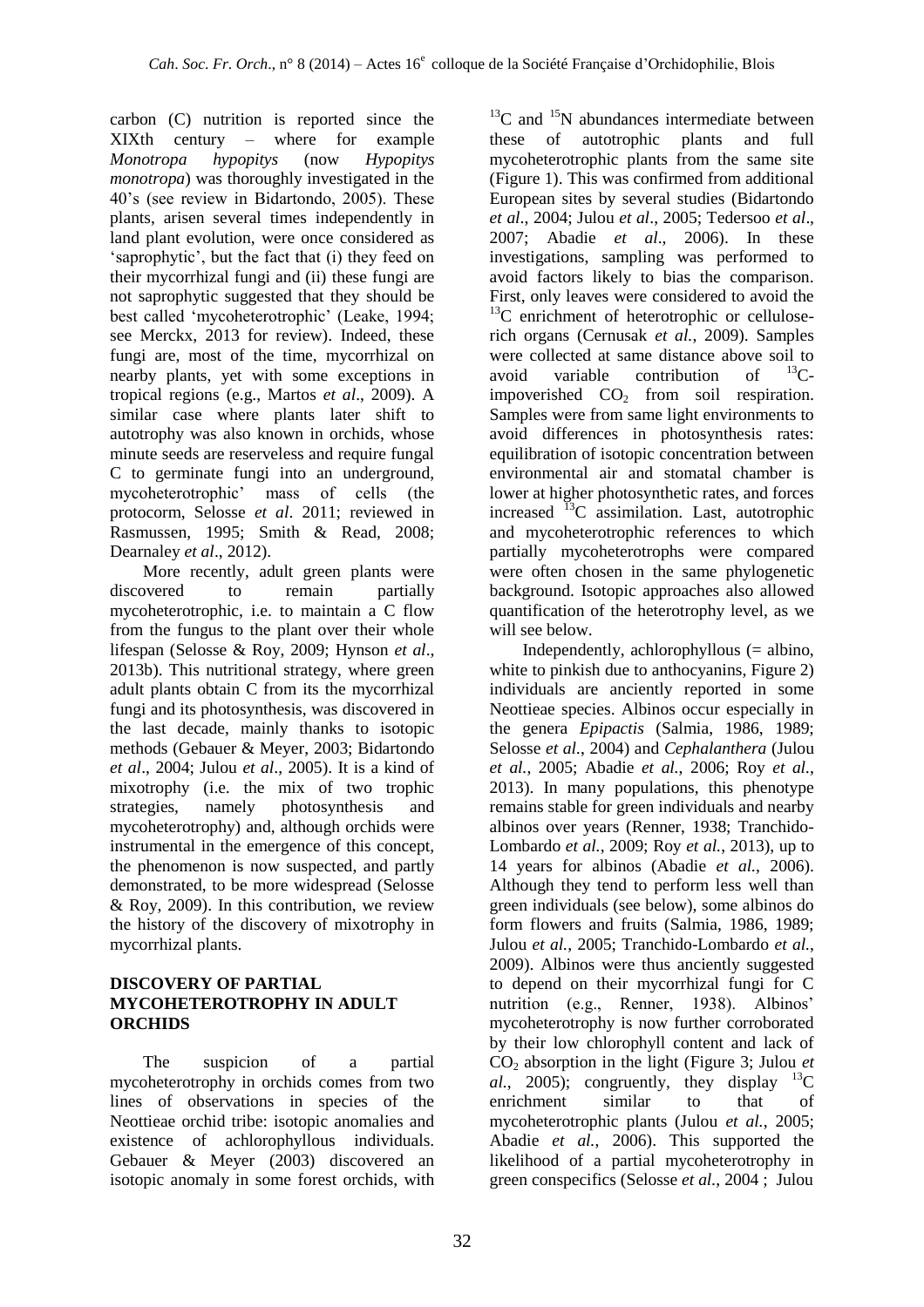carbon (C) nutrition is reported since the XIXth century – where for example *Monotropa hypopitys* (now *Hypopitys monotropa*) was thoroughly investigated in the 40's (see review in Bidartondo, 2005). These plants, arisen several times independently in land plant evolution, were once considered as 'saprophytic', but the fact that (i) they feed on their mycorrhizal fungi and (ii) these fungi are not saprophytic suggested that they should be best called 'mycoheterotrophic' (Leake, 1994; see Merckx, 2013 for review). Indeed, these fungi are, most of the time, mycorrhizal on nearby plants, yet with some exceptions in tropical regions (e.g., Martos *et al*., 2009). A similar case where plants later shift to autotrophy was also known in orchids, whose minute seeds are reserveless and require fungal C to germinate fungi into an underground, mycoheterotrophic' mass of cells (the protocorm, Selosse *et al*. 2011; reviewed in Rasmussen, 1995; Smith & Read, 2008; Dearnaley *et al*., 2012).

More recently, adult green plants were discovered to remain partially mycoheterotrophic, i.e. to maintain a C flow from the fungus to the plant over their whole lifespan (Selosse & Roy, 2009; Hynson *et al*., 2013b). This nutritional strategy, where green adult plants obtain C from its the mycorrhizal fungi and its photosynthesis, was discovered in the last decade, mainly thanks to isotopic methods (Gebauer & Meyer, 2003; Bidartondo *et al*., 2004; Julou *et al*., 2005). It is a kind of mixotrophy (i.e. the mix of two trophic strategies, namely photosynthesis and mycoheterotrophy) and, although orchids were instrumental in the emergence of this concept, the phenomenon is now suspected, and partly demonstrated, to be more widespread (Selosse & Roy, 2009). In this contribution, we review the history of the discovery of mixotrophy in mycorrhizal plants.

## DISCOVERY OF PARTIAL MYCOHETEROTROPHY IN ADULT ORCHIDS

The suspicion of a partial mycoheterotrophy in orchids comes from two lines of observations in species of the Neottieae orchid tribe: isotopic anomalies and existence of achlorophyllous individuals. Gebauer & Meyer (2003) discovered an isotopic anomaly in some forest orchids, with $^{13}C$ and $^{15}N$ abundances intermediate between these of autotrophic plants and full mycoheterotrophic plants from the same site (Figure 1). This was confirmed from additional European sites by several studies (Bidartondo *et al*., 2004; Julou *et al*., 2005; Tedersoo *et al*., 2007; Abadie *et al*., 2006). In these investigations, sampling was performed to avoid factors likely to bias the comparison. First, only leaves were considered to avoid the $^{13}C$ enrichment of heterotrophic or cellulose-rich organs (Cernusak *et al.*, 2009). Samples were collected at same distance above soil to avoid variable contribution of $^{13}C$-impoverished $CO_2$ from soil respiration. Samples were from same light environments to avoid differences in photosynthesis rates: equilibration of isotopic concentration between environmental air and stomatal chamber is lower at higher photosynthetic rates, and forces increased $^{13}C$ assimilation. Last, autotrophic and mycoheterotrophic references to which partially mycoheterotrophs were compared were often chosen in the same phylogenetic background. Isotopic approaches also allowed quantification of the heterotrophy level, as we will see below.

Independently, achlorophyllous (= albino, white to pinkish due to anthocyanins, Figure 2) individuals are anciently reported in some Neottieae species. Albinos occur especially in the genera *Epipactis* (Salmia, 1986, 1989; Selosse *et al*., 2004) and *Cephalanthera* (Julou *et al.*, 2005; Abadie *et al.*, 2006; Roy *et al.*, 2013). In many populations, this phenotype remains stable for green individuals and nearby albinos over years (Renner, 1938; Tranchido-Lombardo *et al.*, 2009; Roy *et al.*, 2013), up to 14 years for albinos (Abadie *et al.*, 2006). Although they tend to perform less well than green individuals (see below), some albinos do form flowers and fruits (Salmia, 1986, 1989; Julou *et al.*, 2005; Tranchido-Lombardo *et al.*, 2009). Albinos were thus anciently suggested to depend on their mycorrhizal fungi for C nutrition (e.g., Renner, 1938). Albinos' mycoheterotrophy is now further corroborated by their low chlorophyll content and lack of $CO_2$ absorption in the light (Figure 3; Julou *et al.*, 2005); congruently, they display $^{13}C$ enrichment similar to that of mycoheterotrophic plants (Julou *et al.*, 2005; Abadie *et al.*, 2006). This supported the likelihood of a partial mycoheterotrophy in green conspecifics (Selosse *et al*., 2004 ; Julou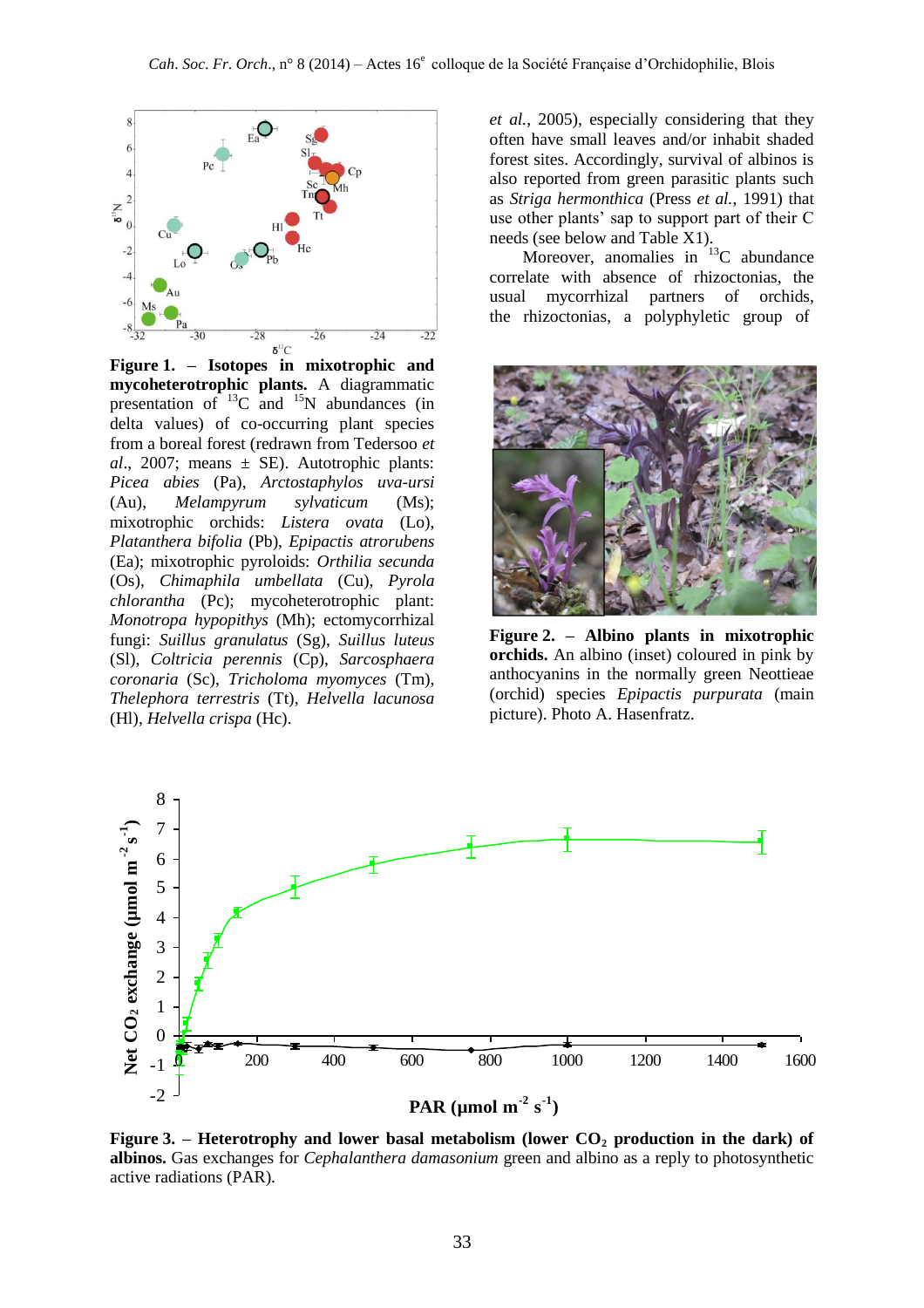**Figure 1. – Isotopes in mixotrophic and mycoheterotrophic plants.** A diagrammatic presentation of $^{13}C$ and $^{15}N$ abundances (in delta values) of co-occurring plant species from a boreal forest (redrawn from Tedersoo *et al*., 2007; means ± SE). Autotrophic plants: *Picea abies* (Pa), *Arctostaphylos uva-ursi* (Au), *Melampyrum sylvaticum* (Ms); mixotrophic orchids: *Listera ovata* (Lo), *Platanthera bifolia* (Pb), *Epipactis atrorubens* (Ea); mixotrophic pyroloids: *Orthilia secunda* (Os), *Chimaphila umbellata* (Cu), *Pyrola chlorantha* (Pc); mycoheterotrophic plant: *Monotropa hypopithys* (Mh); ectomycorrhizal fungi: *Suillus granulatus* (Sg), *Suillus luteus* (Sl), *Coltricia perennis* (Cp), *Sarcosphaera coronaria* (Sc), *Tricholoma myomyces* (Tm), *Thelephora terrestris* (Tt), *Helvella lacunosa* (Hl), *Helvella crispa* (Hc).

*et al.*, 2005), especially considering that they often have small leaves and/or inhabit shaded forest sites. Accordingly, survival of albinos is also reported from green parasitic plants such as *Striga hermonthica* (Press *et al.*, 1991) that use other plants' sap to support part of their C needs (see below and Table X1).

Moreover, anomalies in $^{13}C$ abundance correlate with absence of rhizoctonias, the usual mycorrhizal partners of orchids, the rhizoctonias, a polyphyletic group of

**Figure 2. – Albino plants in mixotrophic orchids.** An albino (inset) coloured in pink by anthocyanins in the normally green Neottieae (orchid) species *Epipactis purpurata* (main picture). Photo A. Hasenfratz.

**Figure 3. – Heterotrophy and lower basal metabolism (lower $CO_2$ production in the dark) of albinos.** Gas exchanges for *Cephalanthera damasonium* green and albino as a reply to photosynthetic active radiations (PAR).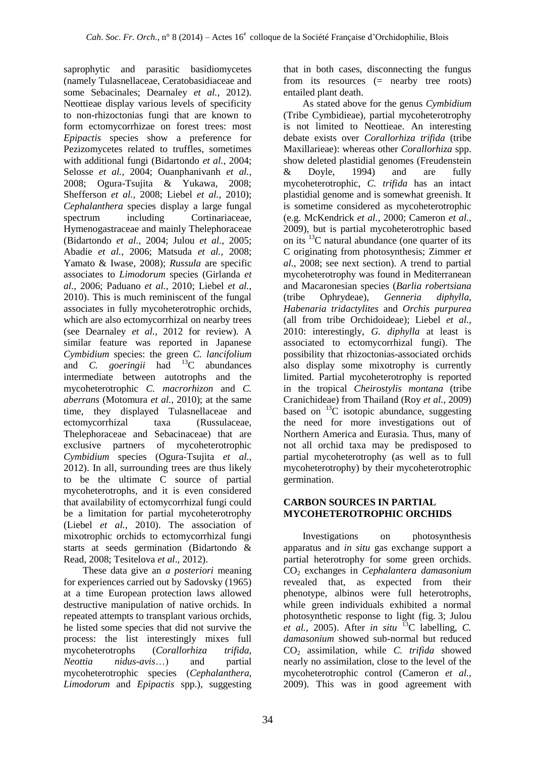saprophytic and parasitic basidiomycetes (namely Tulasnellaceae, Ceratobasidiaceae and some Sebacinales; Dearnaley *et al.*, 2012). Neottieae display various levels of specificity to non-rhizoctonias fungi that are known to form ectomycorrhizae on forest trees: most *Epipactis* species show a preference for Pezizomycetes related to truffles, sometimes with additional fungi (Bidartondo *et al.*, 2004; Selosse *et al.*, 2004; Ouanphanivanh *et al.*, 2008; Ogura-Tsujita & Yukawa, 2008; Shefferson *et al.*, 2008; Liebel *et al.*, 2010); *Cephalanthera* species display a large fungal spectrum including Cortinariaceae, Hymenogastraceae and mainly Thelephoraceae (Bidartondo *et al.*, 2004; Julou *et al.*, 2005; Abadie *et al.*, 2006; Matsuda *et al.*, 2008; Yamato & Iwase, 2008); *Russula* are specific associates to *Limodorum* species (Girlanda *et al.*, 2006; Paduano *et al.*, 2010; Liebel *et al.*, 2010). This is much reminiscent of the fungal associates in fully mycoheterotrophic orchids, which are also ectomycorrhizal on nearby trees (see Dearnaley *et al.*, 2012 for review). A similar feature was reported in Japanese *Cymbidium* species: the green *C. lancifolium* and *C. goeringii* had $^{13}$C abundances intermediate between autotrophs and the mycoheterotrophic *C. macrorhizon* and *C. aberrans* (Motomura *et al.*, 2010); at the same time, they displayed Tulasnellaceae and ectomycorrhizal taxa (Russulaceae, Thelephoraceae and Sebacinaceae) that are exclusive partners of mycoheterotrophic *Cymbidium* species (Ogura-Tsujita *et al.*, 2012). In all, surrounding trees are thus likely to be the ultimate C source of partial mycoheterotrophs, and it is even considered that availability of ectomycorrhizal fungi could be a limitation for partial mycoheterotrophy (Liebel *et al.*, 2010). The association of mixotrophic orchids to ectomycorrhizal fungi starts at seeds germination (Bidartondo & Read, 2008; Tesitelova *et al*., 2012).

These data give an *a posteriori* meaning for experiences carried out by Sadovsky (1965) at a time European protection laws allowed destructive manipulation of native orchids. In repeated attempts to transplant various orchids, he listed some species that did not survive the process: the list interestingly mixes full mycoheterotrophs (*Corallorhiza trifida*, *Neottia nidus-avis*…) and partial mycoheterotrophic species (*Cephalanthera*, *Limodorum* and *Epipactis* spp.), suggesting that in both cases, disconnecting the fungus from its resources (= nearby tree roots) entailed plant death.

As stated above for the genus *Cymbidium* (Tribe Cymbidieae), partial mycoheterotrophy is not limited to Neottieae. An interesting debate exists over *Corallorhiza trifida* (tribe Maxillarieae): whereas other *Corallorhiza* spp. show deleted plastidial genomes (Freudenstein & Doyle, 1994) and are fully mycoheterotrophic, *C. trifida* has an intact plastidial genome and is somewhat greenish. It is sometime considered as mycoheterotrophic (e.g. McKendrick *et al.*, 2000; Cameron *et al.*, 2009), but is partial mycoheterotrophic based on its $^{13}$C natural abundance (one quarter of its C originating from photosynthesis; Zimmer *et al.*, 2008; see next section). A trend to partial mycoheterotrophy was found in Mediterranean and Macaronesian species (*Barlia robertsiana* (tribe Ophrydeae), *Genneria diphylla*, *Habenaria tridactylites* and *Orchis purpurea* (all from tribe Orchidoideae); Liebel *et al.*, 2010: interestingly, *G. diphylla* at least is associated to ectomycorrhizal fungi). The possibility that rhizoctonias-associated orchids also display some mixotrophy is currently limited. Partial mycoheterotrophy is reported in the tropical *Cheirostylis montana* (tribe Cranichideae) from Thailand (Roy *et al.*, 2009) based on $^{13}$C isotopic abundance, suggesting the need for more investigations out of Northern America and Eurasia. Thus, many of not all orchid taxa may be predisposed to partial mycoheterotrophy (as well as to full mycoheterotrophy) by their mycoheterotrophic germination.

## CARBON SOURCES IN PARTIAL MYCOHETEROTROPHIC ORCHIDS

Investigations on photosynthesis apparatus and *in situ* gas exchange support a partial heterotrophy for some green orchids. $CO_2$ exchanges in *Cephalantera damasonium* revealed that, as expected from their phenotype, albinos were full heterotrophs, while green individuals exhibited a normal photosynthetic response to light (fig. 3; Julou *et al.*, 2005). After *in situ* $^{13}$C labelling, *C. damasonium* showed sub-normal but reduced $CO_2$ assimilation, while *C. trifida* showed nearly no assimilation, close to the level of the mycoheterotrophic control (Cameron *et al.*, 2009). This was in good agreement with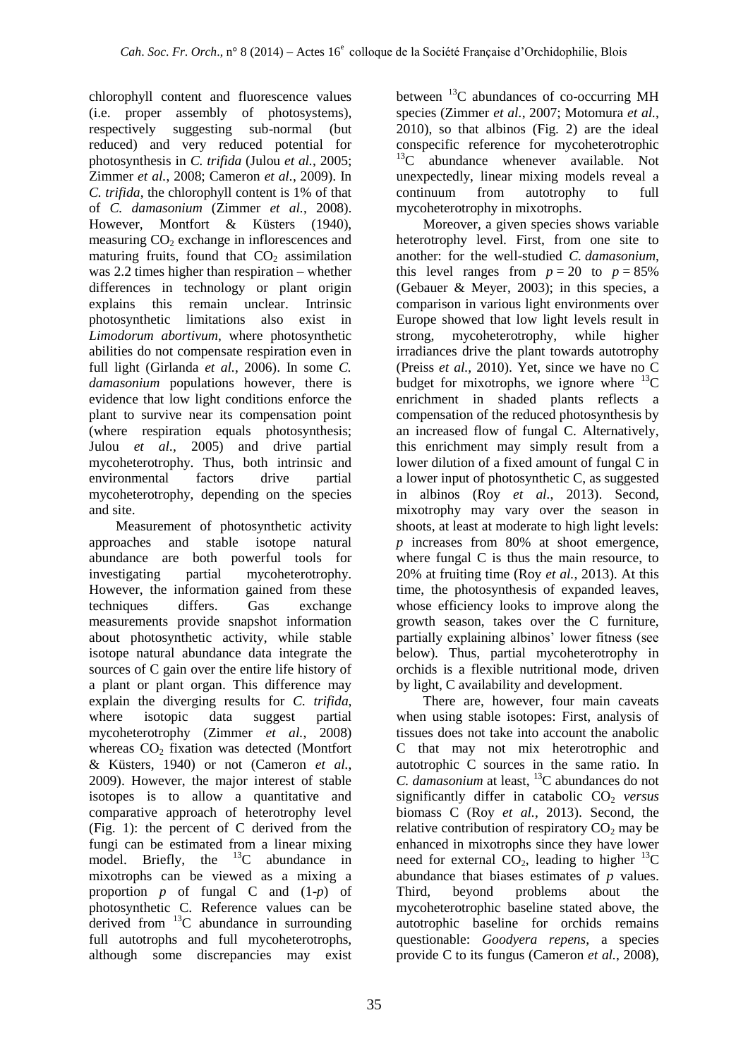chlorophyll content and fluorescence values (i.e. proper assembly of photosystems), respectively suggesting sub-normal (but reduced) and very reduced potential for photosynthesis in *C. trifida* (Julou *et al.*, 2005; Zimmer *et al.*, 2008; Cameron *et al.*, 2009). In *C. trifida*, the chlorophyll content is 1% of that of *C. damasonium* (Zimmer *et al.*, 2008). However, Montfort & Küsters (1940), measuring $CO_2$ exchange in inflorescences and maturing fruits, found that $CO_2$ assimilation was 2.2 times higher than respiration – whether differences in technology or plant origin explains this remain unclear. Intrinsic photosynthetic limitations also exist in *Limodorum abortivum*, where photosynthetic abilities do not compensate respiration even in full light (Girlanda *et al.*, 2006). In some *C. damasonium* populations however, there is evidence that low light conditions enforce the plant to survive near its compensation point (where respiration equals photosynthesis; Julou *et al.*, 2005) and drive partial mycoheterotrophy. Thus, both intrinsic and environmental factors drive partial mycoheterotrophy, depending on the species and site.

Measurement of photosynthetic activity approaches and stable isotope natural abundance are both powerful tools for investigating partial mycoheterotrophy. However, the information gained from these techniques differs. Gas exchange measurements provide snapshot information about photosynthetic activity, while stable isotope natural abundance data integrate the sources of C gain over the entire life history of a plant or plant organ. This difference may explain the diverging results for *C. trifida*, where isotopic data suggest partial mycoheterotrophy (Zimmer *et al.*, 2008) whereas $CO_2$ fixation was detected (Montfort & Küsters, 1940) or not (Cameron *et al.*, 2009). However, the major interest of stable isotopes is to allow a quantitative and comparative approach of heterotrophy level (Fig. 1): the percent of C derived from the fungi can be estimated from a linear mixing model. Briefly, the $^{13}C$ abundance in mixotrophs can be viewed as a mixing a proportion $p$ of fungal C and $(1-p)$ of photosynthetic C. Reference values can be derived from $^{13}C$ abundance in surrounding full autotrophs and full mycoheterotrophs, although some discrepancies may exist between $^{13}C$ abundances of co-occurring MH species (Zimmer *et al.*, 2007; Motomura *et al.*, 2010), so that albinos (Fig. 2) are the ideal conspecific reference for mycoheterotrophic $^{13}C$ abundance whenever available. Not unexpectedly, linear mixing models reveal a continuum from autotrophy to full mycoheterotrophy in mixotrophs.

Moreover, a given species shows variable heterotrophy level. First, from one site to another: for the well-studied *C. damasonium*, this level ranges from $p = 20$ to $p = 85\%$ (Gebauer & Meyer, 2003); in this species, a comparison in various light environments over Europe showed that low light levels result in strong, mycoheterotrophy, while higher irradiances drive the plant towards autotrophy (Preiss *et al.*, 2010). Yet, since we have no C budget for mixotrophs, we ignore where $^{13}C$ enrichment in shaded plants reflects a compensation of the reduced photosynthesis by an increased flow of fungal C. Alternatively, this enrichment may simply result from a lower dilution of a fixed amount of fungal C in a lower input of photosynthetic C, as suggested in albinos (Roy *et al.*, 2013). Second, mixotrophy may vary over the season in shoots, at least at moderate to high light levels: $p$ increases from 80% at shoot emergence, where fungal C is thus the main resource, to 20% at fruiting time (Roy *et al.*, 2013). At this time, the photosynthesis of expanded leaves, whose efficiency looks to improve along the growth season, takes over the C furniture, partially explaining albinos' lower fitness (see below). Thus, partial mycoheterotrophy in orchids is a flexible nutritional mode, driven by light, C availability and development.

There are, however, four main caveats when using stable isotopes: First, analysis of tissues does not take into account the anabolic C that may not mix heterotrophic and autotrophic C sources in the same ratio. In *C. damasonium* at least, $^{13}C$ abundances do not significantly differ in catabolic $CO_2$ *versus* biomass C (Roy *et al.*, 2013). Second, the relative contribution of respiratory $CO_2$ may be enhanced in mixotrophs since they have lower need for external $CO_2$, leading to higher $^{13}C$ abundance that biases estimates of $p$ values. Third, beyond problems about the mycoheterotrophic baseline stated above, the autotrophic baseline for orchids remains questionable: *Goodyera repens*, a species provide C to its fungus (Cameron *et al.*, 2008),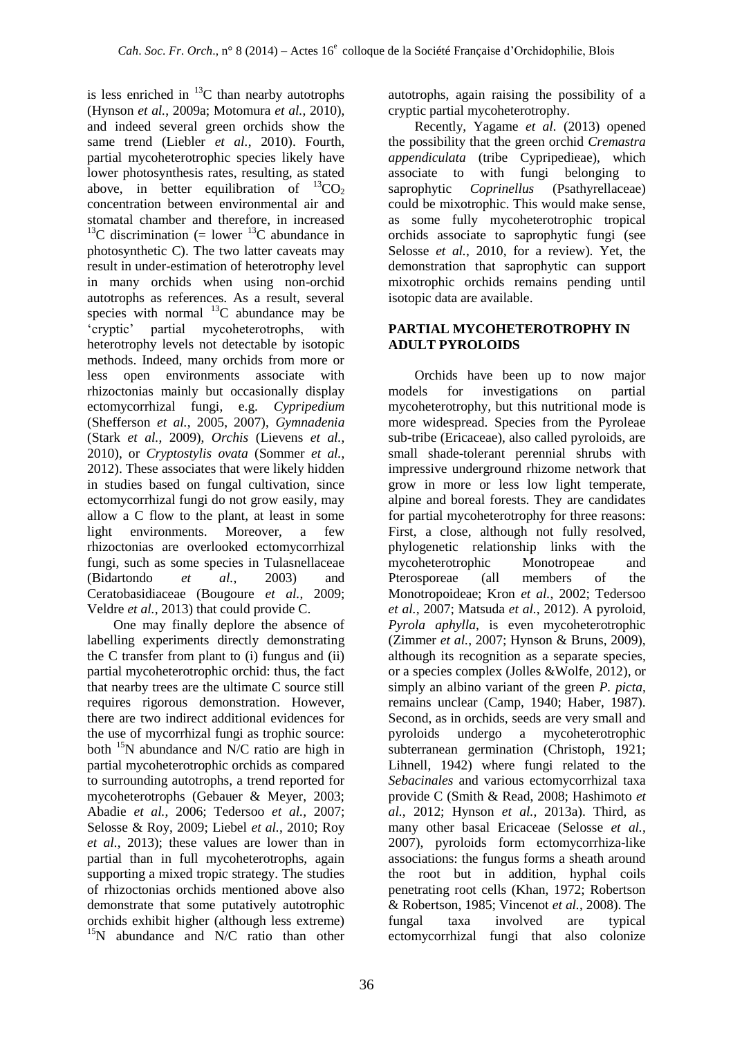is less enriched in $^{13}C$ than nearby autotrophs (Hynson *et al.*, 2009a; Motomura *et al.*, 2010), and indeed several green orchids show the same trend (Liebler *et al.*, 2010). Fourth, partial mycoheterotrophic species likely have lower photosynthesis rates, resulting, as stated above, in better equilibration of $^{13}CO_2$ concentration between environmental air and stomatal chamber and therefore, in increased $^{13}C$ discrimination (= lower $^{13}C$ abundance in photosynthetic C). The two latter caveats may result in under-estimation of heterotrophy level in many orchids when using non-orchid autotrophs as references. As a result, several species with normal $^{13}C$ abundance may be 'cryptic' partial mycoheterotrophs, with heterotrophy levels not detectable by isotopic methods. Indeed, many orchids from more or less open environments associate with rhizoctonias mainly but occasionally display ectomycorrhizal fungi, e.g. *Cypripedium* (Shefferson *et al.*, 2005, 2007), *Gymnadenia* (Stark *et al.*, 2009), *Orchis* (Lievens *et al.*, 2010), or *Cryptostylis ovata* (Sommer *et al.*, 2012). These associates that were likely hidden in studies based on fungal cultivation, since ectomycorrhizal fungi do not grow easily, may allow a C flow to the plant, at least in some light environments. Moreover, a few rhizoctonias are overlooked ectomycorrhizal fungi, such as some species in Tulasnellaceae (Bidartondo *et al.*, 2003) and Ceratobasidiaceae (Bougoure *et al.*, 2009; Veldre *et al.*, 2013) that could provide C.

One may finally deplore the absence of labelling experiments directly demonstrating the C transfer from plant to (i) fungus and (ii) partial mycoheterotrophic orchid: thus, the fact that nearby trees are the ultimate C source still requires rigorous demonstration. However, there are two indirect additional evidences for the use of mycorrhizal fungi as trophic source: both $^{15}N$ abundance and N/C ratio are high in partial mycoheterotrophic orchids as compared to surrounding autotrophs, a trend reported for mycoheterotrophs (Gebauer & Meyer, 2003; Abadie *et al.*, 2006; Tedersoo *et al.*, 2007; Selosse & Roy, 2009; Liebel *et al.*, 2010; Roy *et al*., 2013); these values are lower than in partial than in full mycoheterotrophs, again supporting a mixed tropic strategy. The studies of rhizoctonias orchids mentioned above also demonstrate that some putatively autotrophic orchids exhibit higher (although less extreme) $^{15}N$ abundance and N/C ratio than other autotrophs, again raising the possibility of a cryptic partial mycoheterotrophy.

Recently, Yagame *et al.* (2013) opened the possibility that the green orchid *Cremastra appendiculata* (tribe Cypripedieae), which associate to with fungi belonging to saprophytic *Coprinellus* (Psathyrellaceae) could be mixotrophic. This would make sense, as some fully mycoheterotrophic tropical orchids associate to saprophytic fungi (see Selosse *et al.*, 2010, for a review). Yet, the demonstration that saprophytic can support mixotrophic orchids remains pending until isotopic data are available.

## PARTIAL MYCOHETEROTROPHY IN ADULT PYROLOIDS

Orchids have been up to now major models for investigations on partial mycoheterotrophy, but this nutritional mode is more widespread. Species from the Pyroleae sub-tribe (Ericaceae), also called pyroloids, are small shade-tolerant perennial shrubs with impressive underground rhizome network that grow in more or less low light temperate, alpine and boreal forests. They are candidates for partial mycoheterotrophy for three reasons: First, a close, although not fully resolved, phylogenetic relationship links with the mycoheterotrophic Monotropeae and Pterosporeae (all members of the Monotropoideae; Kron *et al.*, 2002; Tedersoo *et al.*, 2007; Matsuda *et al.*, 2012). A pyroloid, *Pyrola aphylla*, is even mycoheterotrophic (Zimmer *et al.*, 2007; Hynson & Bruns, 2009), although its recognition as a separate species, or a species complex (Jolles &Wolfe, 2012), or simply an albino variant of the green *P. picta*, remains unclear (Camp, 1940; Haber, 1987). Second, as in orchids, seeds are very small and pyroloids undergo a mycoheterotrophic subterranean germination (Christoph, 1921; Lihnell, 1942) where fungi related to the *Sebacinales* and various ectomycorrhizal taxa provide C (Smith & Read, 2008; Hashimoto *et al.*, 2012; Hynson *et al.*, 2013a). Third, as many other basal Ericaceae (Selosse *et al.*, 2007), pyroloids form ectomycorrhiza-like associations: the fungus forms a sheath around the root but in addition, hyphal coils penetrating root cells (Khan, 1972; Robertson & Robertson, 1985; Vincenot *et al.*, 2008). The fungal taxa involved are typical ectomycorrhizal fungi that also colonize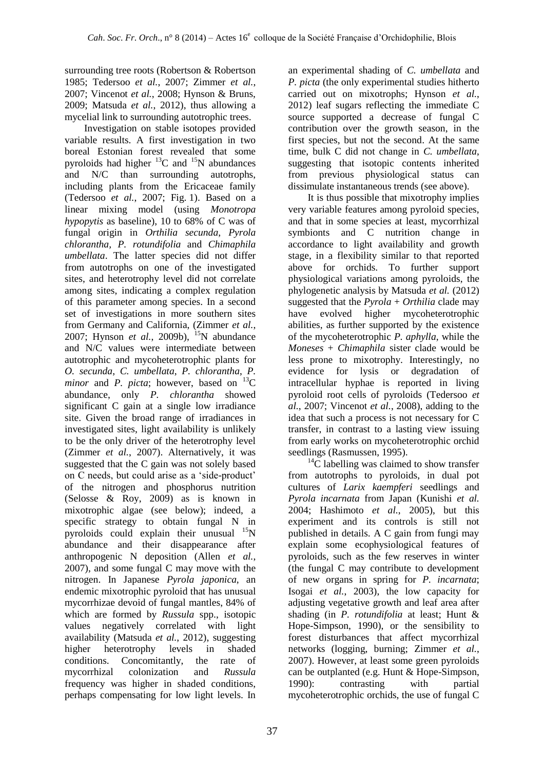surrounding tree roots (Robertson & Robertson 1985; Tedersoo *et al.*, 2007; Zimmer *et al.*, 2007; Vincenot *et al.*, 2008; Hynson & Bruns, 2009; Matsuda *et al.*, 2012), thus allowing a mycelial link to surrounding autotrophic trees.

Investigation on stable isotopes provided variable results. A first investigation in two boreal Estonian forest revealed that some pyroloids had higher $^{13}C$ and $^{15}N$ abundances and N/C than surrounding autotrophs, including plants from the Ericaceae family (Tedersoo *et al.*, 2007; Fig. 1). Based on a linear mixing model (using *Monotropa hypopytis* as baseline), 10 to 68% of C was of fungal origin in *Orthilia secunda*, *Pyrola chlorantha*, *P. rotundifolia* and *Chimaphila umbellata*. The latter species did not differ from autotrophs on one of the investigated sites, and heterotrophy level did not correlate among sites, indicating a complex regulation of this parameter among species. In a second set of investigations in more southern sites from Germany and California, (Zimmer *et al.*, 2007; Hynson *et al.*, 2009b), $^{15}N$ abundance and N/C values were intermediate between autotrophic and mycoheterotrophic plants for *O. secunda*, *C. umbellata*, *P. chlorantha*, *P. minor* and *P. picta*; however, based on $^{13}C$ abundance, only *P. chlorantha* showed significant C gain at a single low irradiance site. Given the broad range of irradiances in investigated sites, light availability is unlikely to be the only driver of the heterotrophy level (Zimmer *et al.*, 2007). Alternatively, it was suggested that the C gain was not solely based on C needs, but could arise as a 'side-product' of the nitrogen and phosphorus nutrition (Selosse & Roy, 2009) as is known in mixotrophic algae (see below); indeed, a specific strategy to obtain fungal N in pyroloids could explain their unusual $^{15}N$ abundance and their disappearance after anthropogenic N deposition (Allen *et al.*, 2007), and some fungal C may move with the nitrogen. In Japanese *Pyrola japonica*, an endemic mixotrophic pyroloid that has unusual mycorrhizae devoid of fungal mantles, 84% of which are formed by *Russula* spp., isotopic values negatively correlated with light availability (Matsuda *et al.*, 2012), suggesting higher heterotrophy levels in shaded conditions. Concomitantly, the rate of mycorrhizal colonization and *Russula* frequency was higher in shaded conditions, perhaps compensating for low light levels. In an experimental shading of *C. umbellata* and *P. picta* (the only experimental studies hitherto carried out on mixotrophs; Hynson *et al.*, 2012) leaf sugars reflecting the immediate C source supported a decrease of fungal C contribution over the growth season, in the first species, but not the second. At the same time, bulk C did not change in *C. umbellata*, suggesting that isotopic contents inherited from previous physiological status can dissimulate instantaneous trends (see above).

It is thus possible that mixotrophy implies very variable features among pyroloid species, and that in some species at least, mycorrhizal symbionts and C nutrition change in accordance to light availability and growth stage, in a flexibility similar to that reported above for orchids. To further support physiological variations among pyroloids, the phylogenetic analysis by Matsuda *et al.* (2012) suggested that the *Pyrola* + *Orthilia* clade may have evolved higher mycoheterotrophic abilities, as further supported by the existence of the mycoheterotrophic *P. aphylla*, while the *Moneses* + *Chimaphila* sister clade would be less prone to mixotrophy. Interestingly, no evidence for lysis or degradation of intracellular hyphae is reported in living pyroloid root cells of pyroloids (Tedersoo *et al.*, 2007; Vincenot *et al.*, 2008), adding to the idea that such a process is not necessary for C transfer, in contrast to a lasting view issuing from early works on mycoheterotrophic orchid seedlings (Rasmussen, 1995).

$^{14}C$ labelling was claimed to show transfer from autotrophs to pyroloids, in dual pot cultures of *Larix kaempferi* seedlings and *Pyrola incarnata* from Japan (Kunishi *et al.* 2004; Hashimoto *et al.*, 2005), but this experiment and its controls is still not published in details. A C gain from fungi may explain some ecophysiological features of pyroloids, such as the few reserves in winter (the fungal C may contribute to development of new organs in spring for *P. incarnata*; Isogai *et al.*, 2003), the low capacity for adjusting vegetative growth and leaf area after shading (in *P. rotundifolia* at least; Hunt & Hope-Simpson, 1990), or the sensibility to forest disturbances that affect mycorrhizal networks (logging, burning; Zimmer *et al.*, 2007). However, at least some green pyroloids can be outplanted (e.g. Hunt & Hope-Simpson, 1990): contrasting with partial mycoheterotrophic orchids, the use of fungal C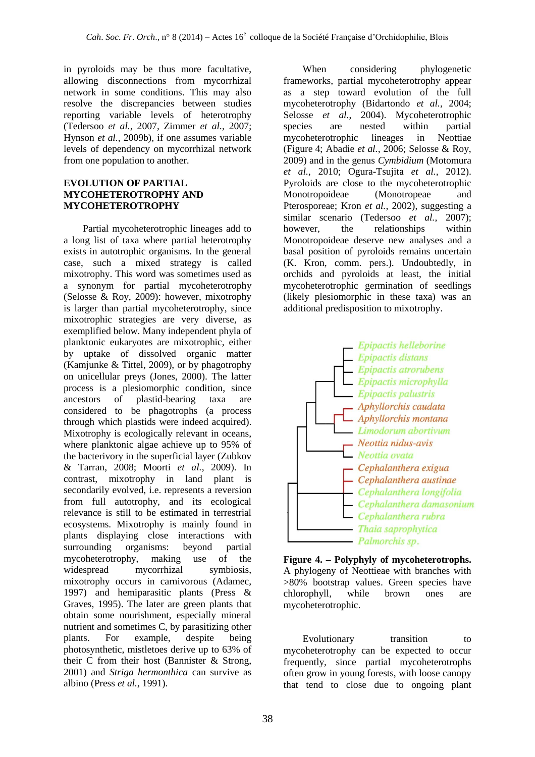in pyroloids may be thus more facultative, allowing disconnections from mycorrhizal network in some conditions. This may also resolve the discrepancies between studies reporting variable levels of heterotrophy (Tedersoo *et al.*, 2007, Zimmer *et al.*, 2007; Hynson *et al.*, 2009b), if one assumes variable levels of dependency on mycorrhizal network from one population to another.

## EVOLUTION OF PARTIAL MYCOHETEROTROPHY AND MYCOHETEROTROPHY

Partial mycoheterotrophic lineages add to a long list of taxa where partial heterotrophy exists in autotrophic organisms. In the general case, such a mixed strategy is called mixotrophy. This word was sometimes used as a synonym for partial mycoheterotrophy (Selosse & Roy, 2009): however, mixotrophy is larger than partial mycoheterotrophy, since mixotrophic strategies are very diverse, as exemplified below. Many independent phyla of planktonic eukaryotes are mixotrophic, either by uptake of dissolved organic matter (Kamjunke & Tittel, 2009), or by phagotrophy on unicellular preys (Jones, 2000). The latter process is a plesiomorphic condition, since ancestors of plastid-bearing taxa are considered to be phagotrophs (a process through which plastids were indeed acquired). Mixotrophy is ecologically relevant in oceans, where planktonic algae achieve up to 95% of the bacterivory in the superficial layer (Zubkov & Tarran, 2008; Moorti *et al.*, 2009). In contrast, mixotrophy in land plant is secondarily evolved, i.e. represents a reversion from full autotrophy, and its ecological relevance is still to be estimated in terrestrial ecosystems. Mixotrophy is mainly found in plants displaying close interactions with surrounding organisms: beyond partial mycoheterotrophy, making use of the widespread mycorrhizal symbiosis, mixotrophy occurs in carnivorous (Adamec, 1997) and hemiparasitic plants (Press & Graves, 1995). The later are green plants that obtain some nourishment, especially mineral nutrient and sometimes C, by parasitizing other plants. For example, despite being photosynthetic, mistletoes derive up to 63% of their C from their host (Bannister & Strong, 2001) and *Striga hermonthica* can survive as albino (Press *et al.*, 1991).

When considering phylogenetic frameworks, partial mycoheterotrophy appear as a step toward evolution of the full mycoheterotrophy (Bidartondo *et al.*, 2004; Selosse *et al.*, 2004). Mycoheterotrophic species are nested within partial mycoheterotrophic lineages in Neottiae (Figure 4; Abadie *et al.*, 2006; Selosse & Roy, 2009) and in the genus *Cymbidium* (Motomura *et al.*, 2010; Ogura-Tsujita *et al.*, 2012). Pyroloids are close to the mycoheterotrophic Monotropoideae (Monotropeae and Pterosporeae; Kron *et al.*, 2002), suggesting a similar scenario (Tedersoo *et al.*, 2007); however, the relationships within Monotropoideae deserve new analyses and a basal position of pyroloids remains uncertain (K. Kron, comm. pers.). Undoubtedly, in orchids and pyroloids at least, the initial mycoheterotrophic germination of seedlings (likely plesiomorphic in these taxa) was an additional predisposition to mixotrophy.

*Epipactis helleborine*
*Epipactis distans*
*Epipactis atrorubens*
*Epipactis microphylla*
*Epipactis palustris*
*Aphyllorchis caudata*
*Aphyllorchis montana*
*Limodorum abortivum*
*Neottia nidus-avis*
*Neottia ovata*
*Cephalanthera exigua*
*Cephalanthera austinae*
*Cephalanthera longifolia*
*Cephalanthera damasonium*
*Cephalanthera rubra*
*Thaia saprophytica*
*Palmorchis sp.*

**Figure 4. – Polyphyly of mycoheterotrophs.** A phylogeny of Neottieae with branches with >80% bootstrap values. Green species have chlorophyll, while brown ones are mycoheterotrophic.

Evolutionary transition to mycoheterotrophy can be expected to occur frequently, since partial mycoheterotrophs often grow in young forests, with loose canopy that tend to close due to ongoing plant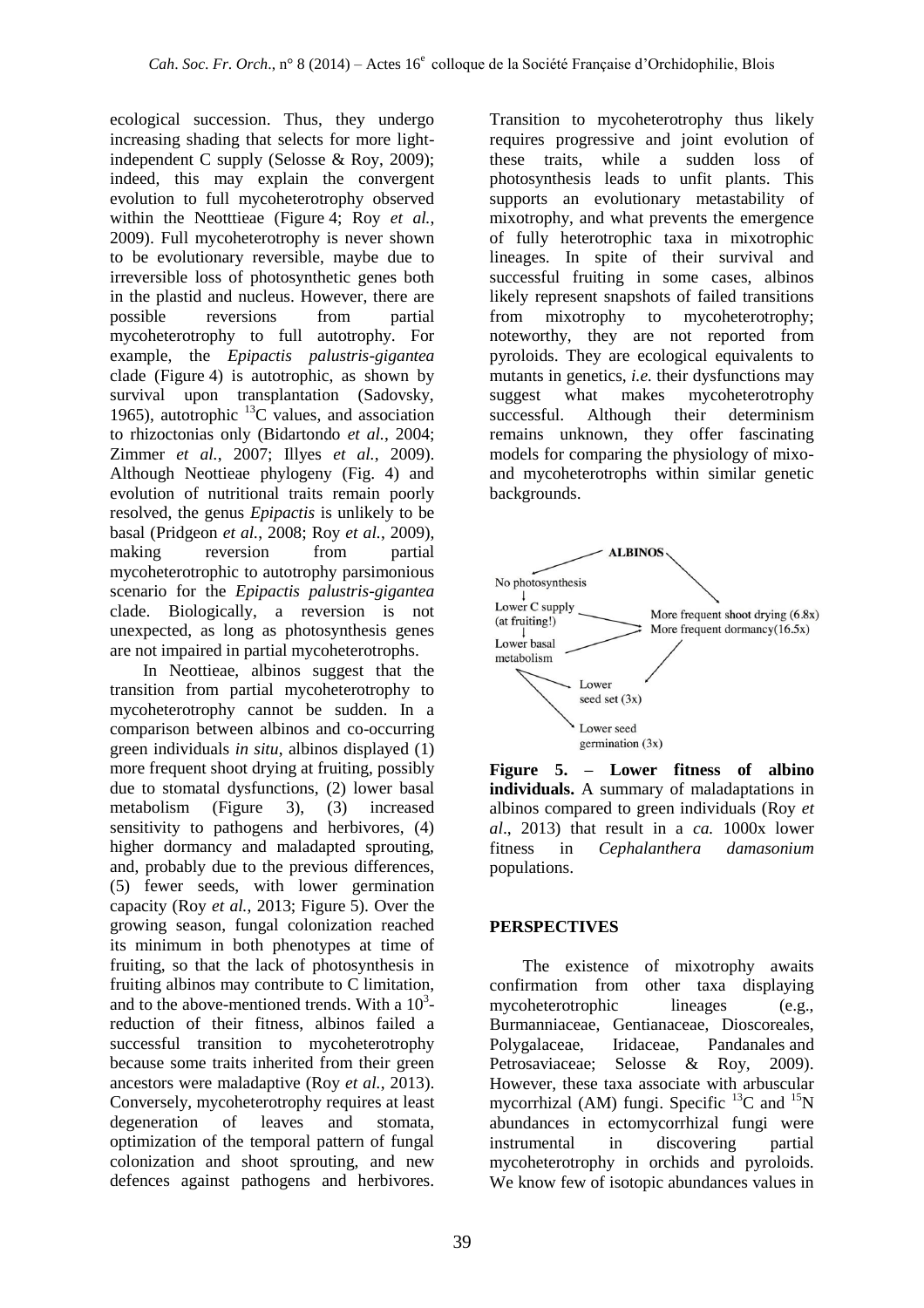ecological succession. Thus, they undergo increasing shading that selects for more light-independent C supply (Selosse & Roy, 2009); indeed, this may explain the convergent evolution to full mycoheterotrophy observed within the Neotttieae (Figure 4; Roy *et al.*, 2009). Full mycoheterotrophy is never shown to be evolutionary reversible, maybe due to irreversible loss of photosynthetic genes both in the plastid and nucleus. However, there are possible reversions from partial mycoheterotrophy to full autotrophy. For example, the *Epipactis palustris-gigantea* clade (Figure 4) is autotrophic, as shown by survival upon transplantation (Sadovsky, 1965), autotrophic $^{13}C$ values, and association to rhizoctonias only (Bidartondo *et al.*, 2004; Zimmer *et al.*, 2007; Illyes *et al.*, 2009). Although Neottieae phylogeny (Fig. 4) and evolution of nutritional traits remain poorly resolved, the genus *Epipactis* is unlikely to be basal (Pridgeon *et al.*, 2008; Roy *et al.*, 2009), making reversion from partial mycoheterotrophic to autotrophy parsimonious scenario for the *Epipactis palustris-gigantea* clade. Biologically, a reversion is not unexpected, as long as photosynthesis genes are not impaired in partial mycoheterotrophs.

In Neottieae, albinos suggest that the transition from partial mycoheterotrophy to mycoheterotrophy cannot be sudden. In a comparison between albinos and co-occurring green individuals *in situ*, albinos displayed (1) more frequent shoot drying at fruiting, possibly due to stomatal dysfunctions, (2) lower basal metabolism (Figure 3), (3) increased sensitivity to pathogens and herbivores, (4) higher dormancy and maladapted sprouting, and, probably due to the previous differences, (5) fewer seeds, with lower germination capacity (Roy *et al.*, 2013; Figure 5). Over the growing season, fungal colonization reached its minimum in both phenotypes at time of fruiting, so that the lack of photosynthesis in fruiting albinos may contribute to C limitation, and to the above-mentioned trends. With a $10^3$-reduction of their fitness, albinos failed a successful transition to mycoheterotrophy because some traits inherited from their green ancestors were maladaptive (Roy *et al.*, 2013). Conversely, mycoheterotrophy requires at least degeneration of leaves and stomata, optimization of the temporal pattern of fungal colonization and shoot sprouting, and new defences against pathogens and herbivores. Transition to mycoheterotrophy thus likely requires progressive and joint evolution of these traits, while a sudden loss of photosynthesis leads to unfit plants. This supports an evolutionary metastability of mixotrophy, and what prevents the emergence of fully heterotrophic taxa in mixotrophic lineages. In spite of their survival and successful fruiting in some cases, albinos likely represent snapshots of failed transitions from mixotrophy to mycoheterotrophy; noteworthy, they are not reported from pyroloids. They are ecological equivalents to mutants in genetics, *i.e.* their dysfunctions may suggest what makes mycoheterotrophy successful. Although their determinism remains unknown, they offer fascinating models for comparing the physiology of mixo- and mycoheterotrophs within similar genetic backgrounds.

ALBINOS

No photosynthesis → Lower C supply (at fruiting!) → Lower basal metabolism

More frequent shoot drying (6.8x)
More frequent dormancy (16.5x)

Lower seed set (3x)

Lower seed germination (3x)

**Figure 5. – Lower fitness of albino individuals.** A summary of maladaptations in albinos compared to green individuals (Roy *et al*., 2013) that result in a *ca.* 1000x lower fitness in *Cephalanthera damasonium* populations.

## PERSPECTIVES

The existence of mixotrophy awaits confirmation from other taxa displaying mycoheterotrophic lineages (e.g., Burmanniaceae, Gentianaceae, Dioscoreales, Polygalaceae, Iridaceae, Pandanales and Petrosaviaceae; Selosse & Roy, 2009). However, these taxa associate with arbuscular mycorrhizal (AM) fungi. Specific $^{13}C$ and $^{15}N$ abundances in ectomycorrhizal fungi were instrumental in discovering partial mycoheterotrophy in orchids and pyroloids. We know few of isotopic abundances values in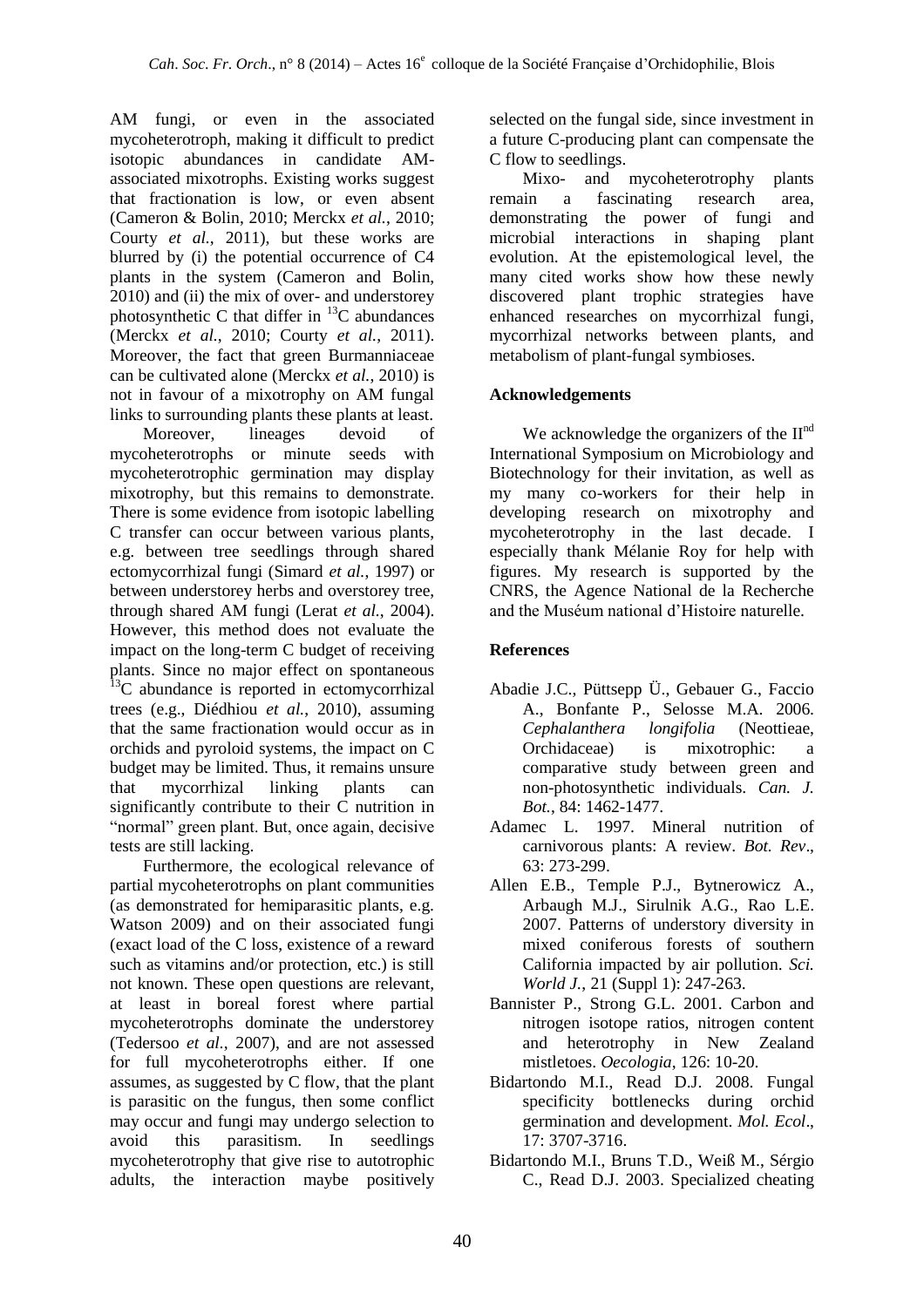AM fungi, or even in the associated mycoheterotroph, making it difficult to predict isotopic abundances in candidate AM-associated mixotrophs. Existing works suggest that fractionation is low, or even absent (Cameron & Bolin, 2010; Merckx *et al.*, 2010; Courty *et al.*, 2011), but these works are blurred by (i) the potential occurrence of C4 plants in the system (Cameron and Bolin, 2010) and (ii) the mix of over- and understorey photosynthetic C that differ in $^{13}C$ abundances (Merckx *et al.*, 2010; Courty *et al.*, 2011). Moreover, the fact that green Burmanniaceae can be cultivated alone (Merckx *et al.*, 2010) is not in favour of a mixotrophy on AM fungal links to surrounding plants these plants at least.

Moreover, lineages devoid of mycoheterotrophs or minute seeds with mycoheterotrophic germination may display mixotrophy, but this remains to demonstrate. There is some evidence from isotopic labelling C transfer can occur between various plants, e.g. between tree seedlings through shared ectomycorrhizal fungi (Simard *et al.*, 1997) or between understorey herbs and overstorey tree, through shared AM fungi (Lerat *et al.*, 2004). However, this method does not evaluate the impact on the long-term C budget of receiving plants. Since no major effect on spontaneous $^{13}C$ abundance is reported in ectomycorrhizal trees (e.g., Diédhiou *et al.*, 2010), assuming that the same fractionation would occur as in orchids and pyroloid systems, the impact on C budget may be limited. Thus, it remains unsure that mycorrhizal linking plants can significantly contribute to their C nutrition in "normal" green plant. But, once again, decisive tests are still lacking.

Furthermore, the ecological relevance of partial mycoheterotrophs on plant communities (as demonstrated for hemiparasitic plants, e.g. Watson 2009) and on their associated fungi (exact load of the C loss, existence of a reward such as vitamins and/or protection, etc.) is still not known. These open questions are relevant, at least in boreal forest where partial mycoheterotrophs dominate the understorey (Tedersoo *et al.*, 2007), and are not assessed for full mycoheterotrophs either. If one assumes, as suggested by C flow, that the plant is parasitic on the fungus, then some conflict may occur and fungi may undergo selection to avoid this parasitism. In seedlings mycoheterotrophy that give rise to autotrophic adults, the interaction maybe positively selected on the fungal side, since investment in a future C-producing plant can compensate the C flow to seedlings.

Mixo- and mycoheterotrophy plants remain a fascinating research area, demonstrating the power of fungi and microbial interactions in shaping plant evolution. At the epistemological level, the many cited works show how these newly discovered plant trophic strategies have enhanced researches on mycorrhizal fungi, mycorrhizal networks between plants, and metabolism of plant-fungal symbioses.

## Acknowledgements

We acknowledge the organizers of the II$^{nd}$ International Symposium on Microbiology and Biotechnology for their invitation, as well as my many co-workers for their help in developing research on mixotrophy and mycoheterotrophy in the last decade. I especially thank Mélanie Roy for help with figures. My research is supported by the CNRS, the Agence National de la Recherche and the Muséum national d'Histoire naturelle.

## References

- Abadie J.C., Püttsepp Ü., Gebauer G., Faccio A., Bonfante P., Selosse M.A. 2006. *Cephalanthera longifolia* (Neottieae, Orchidaceae) is mixotrophic: a comparative study between green and non-photosynthetic individuals. *Can. J. Bot.*, 84: 1462-1477.
- Adamec L. 1997. Mineral nutrition of carnivorous plants: A review. *Bot. Rev*., 63: 273-299.
- Allen E.B., Temple P.J., Bytnerowicz A., Arbaugh M.J., Sirulnik A.G., Rao L.E. 2007. Patterns of understory diversity in mixed coniferous forests of southern California impacted by air pollution. *Sci. World J.*, 21 (Suppl 1): 247-263.
- Bannister P., Strong G.L. 2001. Carbon and nitrogen isotope ratios, nitrogen content and heterotrophy in New Zealand mistletoes. *Oecologia*, 126: 10-20.
- Bidartondo M.I., Read D.J. 2008. Fungal specificity bottlenecks during orchid germination and development. *Mol. Ecol*., 17: 3707-3716.
- Bidartondo M.I., Bruns T.D., Weiß M., Sérgio C., Read D.J. 2003. Specialized cheating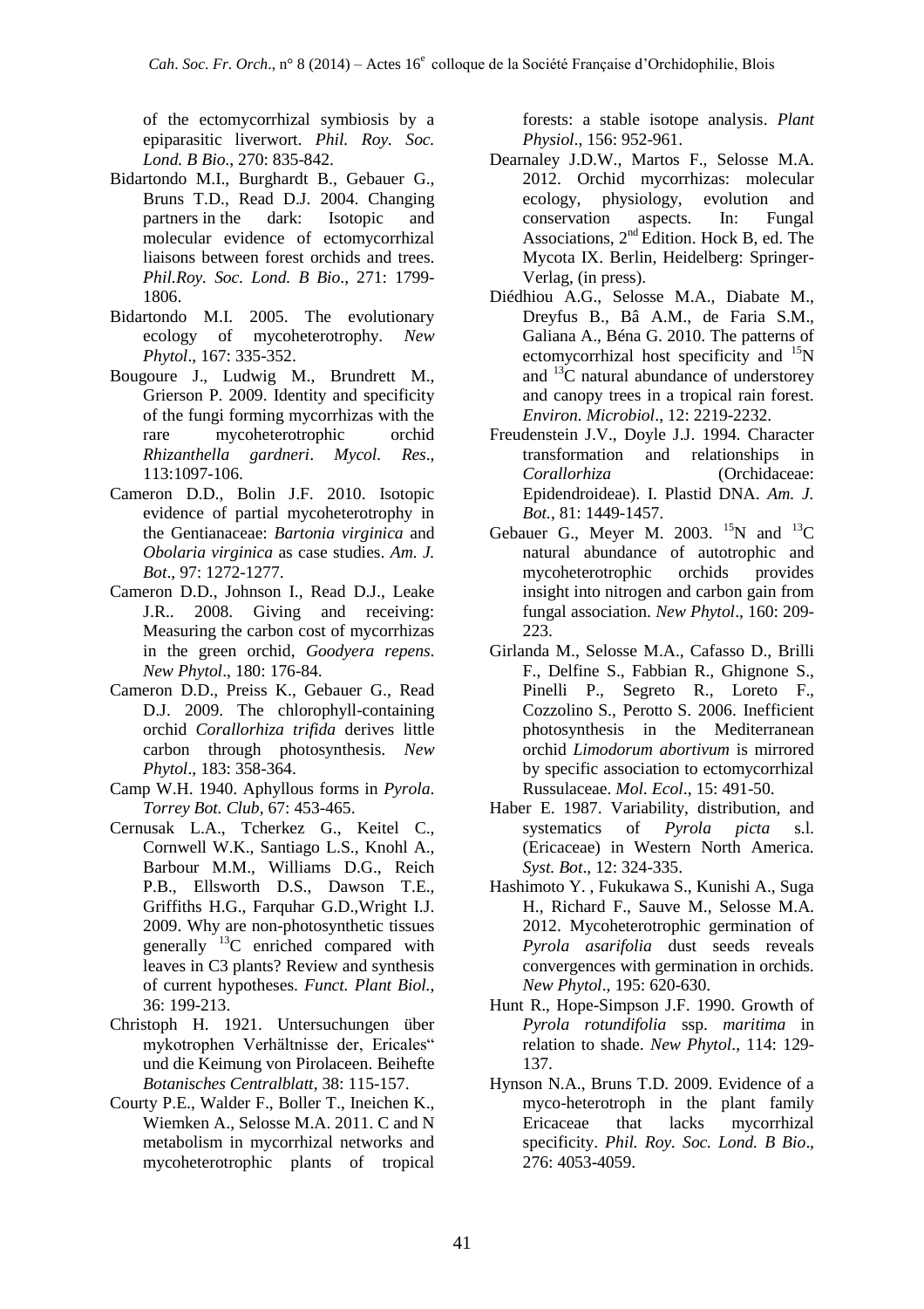of the ectomycorrhizal symbiosis by a epiparasitic liverwort. *Phil. Roy. Soc. Lond. B Bio*., 270: 835-842.

Bidartondo M.I., Burghardt B., Gebauer G., Bruns T.D., Read D.J. 2004. Changing partners in the dark: Isotopic and molecular evidence of ectomycorrhizal liaisons between forest orchids and trees. *Phil.Roy. Soc. Lond. B Bio*., 271: 1799-1806.

Bidartondo M.I. 2005. The evolutionary ecology of mycoheterotrophy. *New Phytol*., 167: 335-352.

Bougoure J., Ludwig M., Brundrett M., Grierson P. 2009. Identity and specificity of the fungi forming mycorrhizas with the rare mycoheterotrophic orchid *Rhizanthella gardneri*. *Mycol. Res*., 113:1097-106.

Cameron D.D., Bolin J.F. 2010. Isotopic evidence of partial mycoheterotrophy in the Gentianaceae: *Bartonia virginica* and *Obolaria virginica* as case studies. *Am. J. Bot*., 97: 1272-1277.

Cameron D.D., Johnson I., Read D.J., Leake J.R.. 2008. Giving and receiving: Measuring the carbon cost of mycorrhizas in the green orchid, *Goodyera repens*. *New Phytol*., 180: 176-84.

Cameron D.D., Preiss K., Gebauer G., Read D.J. 2009. The chlorophyll-containing orchid *Corallorhiza trifida* derives little carbon through photosynthesis. *New Phytol*., 183: 358-364.

Camp W.H. 1940. Aphyllous forms in *Pyrola*. *Torrey Bot. Club*, 67: 453-465.

Cernusak L.A., Tcherkez G., Keitel C., Cornwell W.K., Santiago L.S., Knohl A., Barbour M.M., Williams D.G., Reich P.B., Ellsworth D.S., Dawson T.E., Griffiths H.G., Farquhar G.D.,Wright I.J. 2009. Why are non-photosynthetic tissues generally $^{13}C$ enriched compared with leaves in C3 plants? Review and synthesis of current hypotheses. *Funct. Plant Biol.*, 36: 199-213.

Christoph H. 1921. Untersuchungen über mykotrophen Verhältnisse der, Ericales" und die Keimung von Pirolaceen. Beihefte *Botanisches Centralblatt*, 38: 115-157.

Courty P.E., Walder F., Boller T., Ineichen K., Wiemken A., Selosse M.A. 2011. C and N metabolism in mycorrhizal networks and mycoheterotrophic plants of tropical forests: a stable isotope analysis. *Plant Physiol*., 156: 952-961.

Dearnaley J.D.W., Martos F., Selosse M.A. 2012. Orchid mycorrhizas: molecular ecology, physiology, evolution and conservation aspects. In: Fungal Associations, 2nd Edition. Hock B, ed. The Mycota IX. Berlin, Heidelberg: Springer-Verlag, (in press).

Diédhiou A.G., Selosse M.A., Diabate M., Dreyfus B., Bâ A.M., de Faria S.M., Galiana A., Béna G. 2010. The patterns of ectomycorrhizal host specificity and $^{15}N$ and $^{13}C$ natural abundance of understorey and canopy trees in a tropical rain forest. *Environ. Microbiol*., 12: 2219-2232.

Freudenstein J.V., Doyle J.J. 1994. Character transformation and relationships in *Corallorhiza* (Orchidaceae: Epidendroideae). I. Plastid DNA. *Am. J. Bot.*, 81: 1449-1457.

Gebauer G., Meyer M. 2003. $^{15}N$ and $^{13}C$ natural abundance of autotrophic and mycoheterotrophic orchids provides insight into nitrogen and carbon gain from fungal association. *New Phytol*., 160: 209-223.

Girlanda M., Selosse M.A., Cafasso D., Brilli F., Delfine S., Fabbian R., Ghignone S., Pinelli P., Segreto R., Loreto F., Cozzolino S., Perotto S. 2006. Inefficient photosynthesis in the Mediterranean orchid *Limodorum abortivum* is mirrored by specific association to ectomycorrhizal Russulaceae. *Mol. Ecol*., 15: 491-50.

Haber E. 1987. Variability, distribution, and systematics of *Pyrola picta* s.l. (Ericaceae) in Western North America. *Syst. Bot*., 12: 324-335.

Hashimoto Y. , Fukukawa S., Kunishi A., Suga H., Richard F., Sauve M., Selosse M.A. 2012. Mycoheterotrophic germination of *Pyrola asarifolia* dust seeds reveals convergences with germination in orchids. *New Phytol*., 195: 620-630.

Hunt R., Hope-Simpson J.F. 1990. Growth of *Pyrola rotundifolia* ssp. *maritima* in relation to shade. *New Phytol*., 114: 129-137.

Hynson N.A., Bruns T.D. 2009. Evidence of a myco-heterotroph in the plant family Ericaceae that lacks mycorrhizal specificity. *Phil. Roy. Soc. Lond. B Bio*., 276: 4053-4059.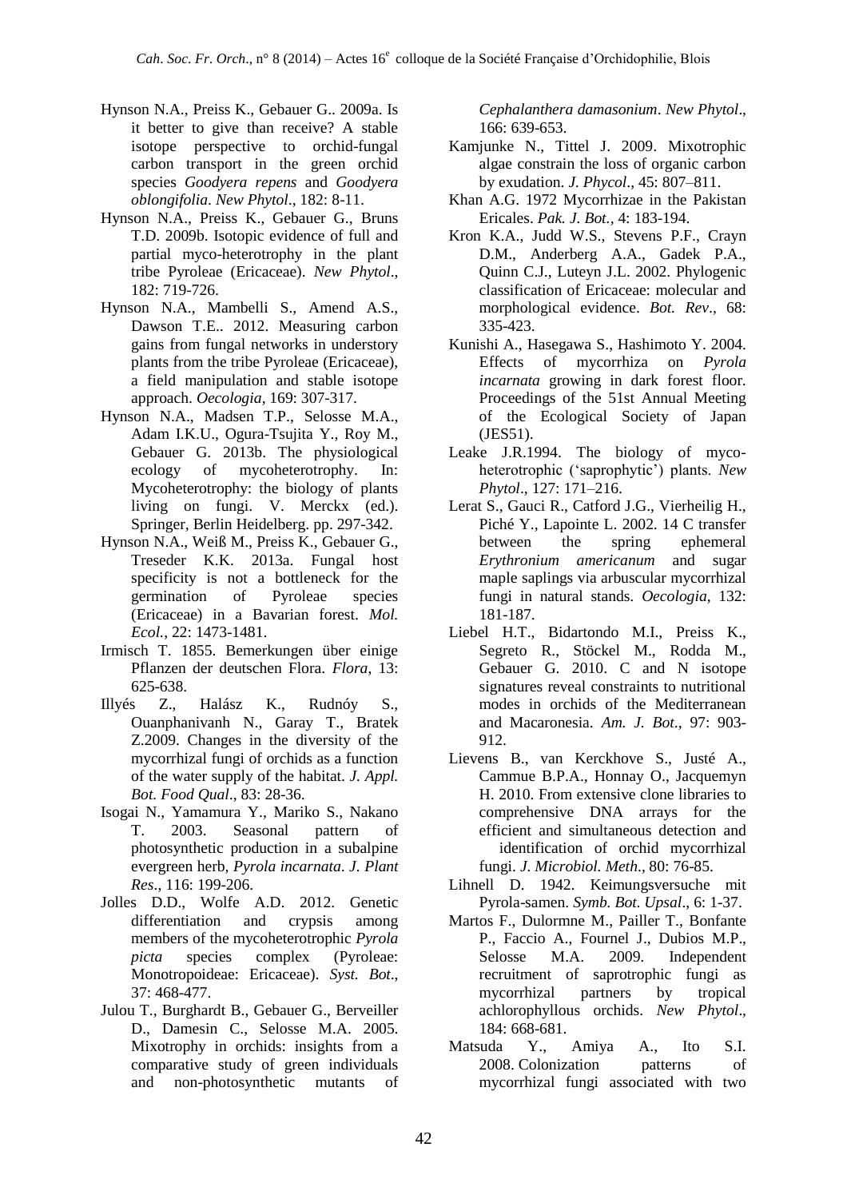Hynson N.A., Preiss K., Gebauer G.. 2009a. Is it better to give than receive? A stable isotope perspective to orchid-fungal carbon transport in the green orchid species *Goodyera repens* and *Goodyera oblongifolia*. *New Phytol*., 182: 8-11.

Hynson N.A., Preiss K., Gebauer G., Bruns T.D. 2009b. Isotopic evidence of full and partial myco-heterotrophy in the plant tribe Pyroleae (Ericaceae). *New Phytol*., 182: 719-726.

Hynson N.A., Mambelli S., Amend A.S., Dawson T.E.. 2012. Measuring carbon gains from fungal networks in understory plants from the tribe Pyroleae (Ericaceae), a field manipulation and stable isotope approach. *Oecologia*, 169: 307-317.

Hynson N.A., Madsen T.P., Selosse M.A., Adam I.K.U., Ogura-Tsujita Y., Roy M., Gebauer G. 2013b. The physiological ecology of mycoheterotrophy. In: Mycoheterotrophy: the biology of plants living on fungi. V. Merckx (ed.). Springer, Berlin Heidelberg. pp. 297-342.

Hynson N.A., Weiß M., Preiss K., Gebauer G., Treseder K.K. 2013a. Fungal host specificity is not a bottleneck for the germination of Pyroleae species (Ericaceae) in a Bavarian forest. *Mol. Ecol.*, 22: 1473-1481.

Irmisch T. 1855. Bemerkungen über einige Pflanzen der deutschen Flora. *Flora*, 13: 625-638.

Illyés Z., Halász K., Rudnóy S., Ouanphanivanh N., Garay T., Bratek Z.2009. Changes in the diversity of the mycorrhizal fungi of orchids as a function of the water supply of the habitat. *J. Appl. Bot. Food Qual*., 83: 28-36.

Isogai N., Yamamura Y., Mariko S., Nakano T. 2003. Seasonal pattern of photosynthetic production in a subalpine evergreen herb, *Pyrola incarnata*. *J. Plant Res*., 116: 199-206.

Jolles D.D., Wolfe A.D. 2012. Genetic differentiation and crypsis among members of the mycoheterotrophic *Pyrola picta* species complex (Pyroleae: Monotropoideae: Ericaceae). *Syst. Bot*., 37: 468-477.

Julou T., Burghardt B., Gebauer G., Berveiller D., Damesin C., Selosse M.A. 2005. Mixotrophy in orchids: insights from a comparative study of green individuals and non-photosynthetic mutants of *Cephalanthera damasonium*. *New Phytol*., 166: 639-653.

Kamjunke N., Tittel J. 2009. Mixotrophic algae constrain the loss of organic carbon by exudation. *J. Phycol*., 45: 807–811.

Khan A.G. 1972 Mycorrhizae in the Pakistan Ericales. *Pak. J. Bot.*, 4: 183-194.

Kron K.A., Judd W.S., Stevens P.F., Crayn D.M., Anderberg A.A., Gadek P.A., Quinn C.J., Luteyn J.L. 2002. Phylogenic classification of Ericaceae: molecular and morphological evidence. *Bot. Rev*., 68: 335-423.

Kunishi A., Hasegawa S., Hashimoto Y. 2004. Effects of mycorrhiza on *Pyrola incarnata* growing in dark forest floor. Proceedings of the 51st Annual Meeting of the Ecological Society of Japan (JES51).

Leake J.R.1994. The biology of myco-heterotrophic ('saprophytic') plants. *New Phytol*., 127: 171–216.

Lerat S., Gauci R., Catford J.G., Vierheilig H., Piché Y., Lapointe L. 2002. 14 C transfer between the spring ephemeral *Erythronium americanum* and sugar maple saplings via arbuscular mycorrhizal fungi in natural stands. *Oecologia*, 132: 181-187.

Liebel H.T., Bidartondo M.I., Preiss K., Segreto R., Stöckel M., Rodda M., Gebauer G. 2010. C and N isotope signatures reveal constraints to nutritional modes in orchids of the Mediterranean and Macaronesia. *Am. J. Bot*., 97: 903-912.

Lievens B., van Kerckhove S., Justé A., Cammue B.P.A., Honnay O., Jacquemyn H. 2010. From extensive clone libraries to comprehensive DNA arrays for the efficient and simultaneous detection and identification of orchid mycorrhizal fungi. *J. Microbiol. Meth*., 80: 76-85.

Lihnell D. 1942. Keimungsversuche mit Pyrola-samen. *Symb. Bot. Upsal*., 6: 1-37.

Martos F., Dulormne M., Pailler T., Bonfante P., Faccio A., Fournel J., Dubios M.P., Selosse M.A. 2009. Independent recruitment of saprotrophic fungi as mycorrhizal partners by tropical achlorophyllous orchids. *New Phytol*., 184: 668-681.

Matsuda Y., Amiya A., Ito S.I. 2008. Colonization patterns of mycorrhizal fungi associated with two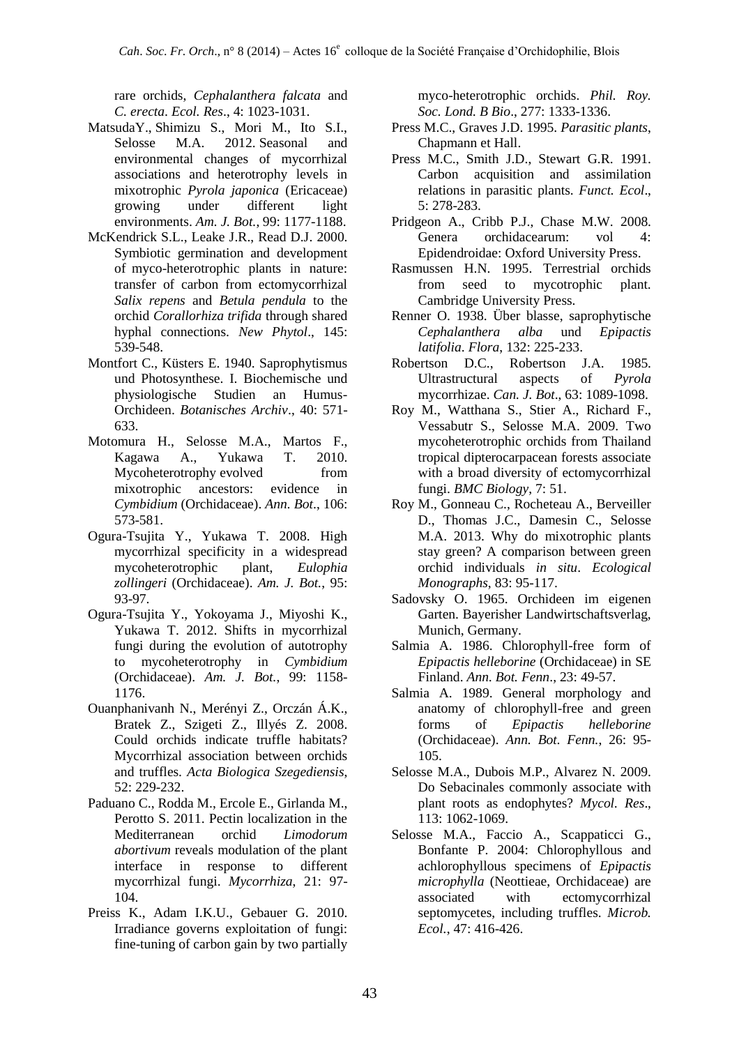rare orchids, *Cephalanthera falcata* and *C. erecta*. *Ecol. Res*., 4: 1023-1031.

MatsudaY., Shimizu S., Mori M., Ito S.I., Selosse M.A. 2012. Seasonal and environmental changes of mycorrhizal associations and heterotrophy levels in mixotrophic *Pyrola japonica* (Ericaceae) growing under different light environments. *Am. J. Bot.*, 99: 1177-1188.

McKendrick S.L., Leake J.R., Read D.J. 2000. Symbiotic germination and development of myco-heterotrophic plants in nature: transfer of carbon from ectomycorrhizal *Salix repens* and *Betula pendula* to the orchid *Corallorhiza trifida* through shared hyphal connections. *New Phytol*., 145: 539-548.

Montfort C., Küsters E. 1940. Saprophytismus und Photosynthese. I. Biochemische und physiologische Studien an Humus-Orchideen. *Botanisches Archiv*., 40: 571-633.

Motomura H., Selosse M.A., Martos F., Kagawa A., Yukawa T. 2010. Mycoheterotrophy evolved from mixotrophic ancestors: evidence in *Cymbidium* (Orchidaceae). *Ann. Bot*., 106: 573-581.

Ogura-Tsujita Y., Yukawa T. 2008. High mycorrhizal specificity in a widespread mycoheterotrophic plant, *Eulophia zollingeri* (Orchidaceae). *Am. J. Bot.*, 95: 93-97.

Ogura-Tsujita Y., Yokoyama J., Miyoshi K., Yukawa T. 2012. Shifts in mycorrhizal fungi during the evolution of autotrophy to mycoheterotrophy in *Cymbidium* (Orchidaceae). *Am. J. Bot.*, 99: 1158-1176.

Ouanphanivanh N., Merényi Z., Orczán Á.K., Bratek Z., Szigeti Z., Illyés Z. 2008. Could orchids indicate truffle habitats? Mycorrhizal association between orchids and truffles. *Acta Biologica Szegediensis*, 52: 229-232.

Paduano C., Rodda M., Ercole E., Girlanda M., Perotto S. 2011. Pectin localization in the Mediterranean orchid *Limodorum abortivum* reveals modulation of the plant interface in response to different mycorrhizal fungi. *Mycorrhiza*, 21: 97-104.

Preiss K., Adam I.K.U., Gebauer G. 2010. Irradiance governs exploitation of fungi: fine-tuning of carbon gain by two partially myco-heterotrophic orchids. *Phil. Roy. Soc. Lond. B Bio*., 277: 1333-1336.

Press M.C., Graves J.D. 1995. *Parasitic plants*, Chapmann et Hall.

Press M.C., Smith J.D., Stewart G.R. 1991. Carbon acquisition and assimilation relations in parasitic plants. *Funct. Ecol*., 5: 278-283.

Pridgeon A., Cribb P.J., Chase M.W. 2008. Genera orchidacearum: vol 4: Epidendroidae: Oxford University Press.

Rasmussen H.N. 1995. Terrestrial orchids from seed to mycotrophic plant. Cambridge University Press.

Renner O. 1938. Über blasse, saprophytische *Cephalanthera alba* und *Epipactis latifolia*. *Flora*, 132: 225-233.

Robertson D.C., Robertson J.A. 1985. Ultrastructural aspects of *Pyrola* mycorrhizae. *Can. J. Bot*., 63: 1089-1098.

Roy M., Watthana S., Stier A., Richard F., Vessabutr S., Selosse M.A. 2009. Two mycoheterotrophic orchids from Thailand tropical dipterocarpacean forests associate with a broad diversity of ectomycorrhizal fungi. *BMC Biology*, 7: 51.

Roy M., Gonneau C., Rocheteau A., Berveiller D., Thomas J.C., Damesin C., Selosse M.A. 2013. Why do mixotrophic plants stay green? A comparison between green orchid individuals *in situ*. *Ecological Monographs*, 83: 95-117.

Sadovsky O. 1965. Orchideen im eigenen Garten. Bayerisher Landwirtschaftsverlag, Munich, Germany.

Salmia A. 1986. Chlorophyll-free form of *Epipactis helleborine* (Orchidaceae) in SE Finland. *Ann. Bot. Fenn*., 23: 49-57.

Salmia A. 1989. General morphology and anatomy of chlorophyll-free and green forms of *Epipactis helleborine* (Orchidaceae). *Ann. Bot. Fenn.*, 26: 95-105.

Selosse M.A., Dubois M.P., Alvarez N. 2009. Do Sebacinales commonly associate with plant roots as endophytes? *Mycol. Res*., 113: 1062-1069.

Selosse M.A., Faccio A., Scappaticci G., Bonfante P. 2004: Chlorophyllous and achlorophyllous specimens of *Epipactis microphylla* (Neottieae, Orchidaceae) are associated with ectomycorrhizal septomycetes, including truffles. *Microb. Ecol.*, 47: 416-426.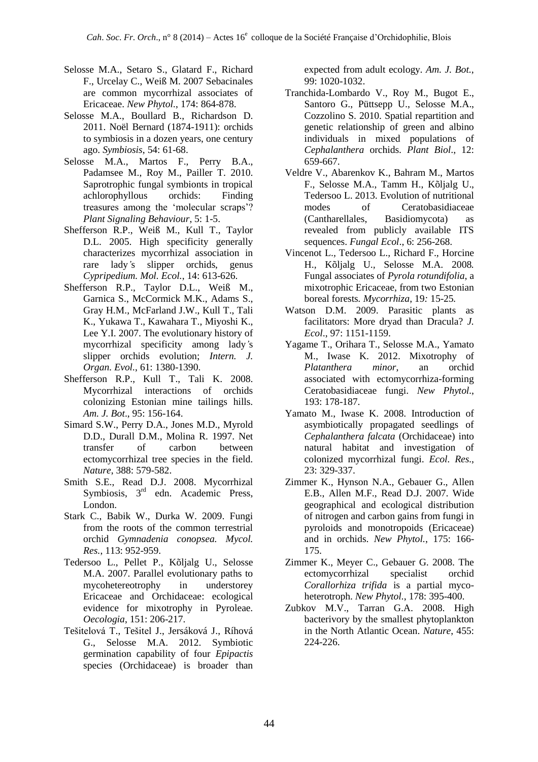Selosse M.A., Setaro S., Glatard F., Richard F., Urcelay C., Weiß M. 2007 Sebacinales are common mycorrhizal associates of Ericaceae. *New Phytol.*, 174: 864-878.

Selosse M.A., Boullard B., Richardson D. 2011. Noël Bernard (1874-1911): orchids to symbiosis in a dozen years, one century ago. *Symbiosis*, 54: 61-68.

Selosse M.A., Martos F., Perry B.A., Padamsee M., Roy M., Pailler T. 2010. Saprotrophic fungal symbionts in tropical achlorophyllous orchids: Finding treasures among the 'molecular scraps'? *Plant Signaling Behaviour*, 5: 1-5.

Shefferson R.P., Weiß M., Kull T., Taylor D.L. 2005. High specificity generally characterizes mycorrhizal association in rare lady's slipper orchids, genus *Cypripedium. Mol. Ecol.*, 14: 613-626.

Shefferson R.P., Taylor D.L., Weiß M., Garnica S., McCormick M.K., Adams S., Gray H.M., McFarland J.W., Kull T., Tali K., Yukawa T., Kawahara T., Miyoshi K., Lee Y.I. 2007. The evolutionary history of mycorrhizal specificity among lady's slipper orchids evolution; *Intern. J. Organ. Evol.*, 61: 1380-1390.

Shefferson R.P., Kull T., Tali K. 2008. Mycorrhizal interactions of orchids colonizing Estonian mine tailings hills. *Am. J. Bot*., 95: 156-164.

Simard S.W., Perry D.A., Jones M.D., Myrold D.D., Durall D.M., Molina R. 1997. Net transfer of carbon between ectomycorrhizal tree species in the field. *Nature*, 388: 579-582.

Smith S.E., Read D.J. 2008. Mycorrhizal Symbiosis, 3rd edn. Academic Press, London.

Stark C., Babik W., Durka W. 2009. Fungi from the roots of the common terrestrial orchid *Gymnadenia conopsea. Mycol. Res.*, 113: 952-959.

Tedersoo L., Pellet P., Kõljalg U., Selosse M.A. 2007. Parallel evolutionary paths to mycoheteretrophy in understorey Ericaceae and Orchidaceae: ecological evidence for mixotrophy in Pyroleae. *Oecologia*, 151: 206-217.

Tešitelová T., Tešitel J., Jersáková J., Ríhová G., Selosse M.A. 2012. Symbiotic germination capability of four *Epipactis* species (Orchidaceae) is broader than expected from adult ecology. *Am. J. Bot.*, 99: 1020-1032.

Tranchida-Lombardo V., Roy M., Bugot E., Santoro G., Püttsepp U., Selosse M.A., Cozzolino S. 2010. Spatial repartition and genetic relationship of green and albino individuals in mixed populations of *Cephalanthera* orchids. *Plant Biol*., 12: 659-667.

Veldre V., Abarenkov K., Bahram M., Martos F., Selosse M.A., Tamm H., Kõljalg U., Tedersoo L. 2013. Evolution of nutritional modes of Ceratobasidiaceae (Cantharellales, Basidiomycota) as revealed from publicly available ITS sequences. *Fungal Ecol*., 6: 256-268.

Vincenot L., Tedersoo L., Richard F., Horcine H., Kõljalg U., Selosse M.A. 2008. Fungal associates of *Pyrola rotundifolia*, a mixotrophic Ericaceae, from two Estonian boreal forests. *Mycorrhiza*, 19: 15-25.

Watson D.M. 2009. Parasitic plants as facilitators: More dryad than Dracula? *J. Ecol*., 97: 1151-1159.

Yagame T., Orihara T., Selosse M.A., Yamato M., Iwase K. 2012. Mixotrophy of *Platanthera minor*, an orchid associated with ectomycorrhiza-forming Ceratobasidiaceae fungi. *New Phytol*., 193: 178-187.

Yamato M., Iwase K. 2008. Introduction of asymbiotically propagated seedlings of *Cephalanthera falcata* (Orchidaceae) into natural habitat and investigation of colonized mycorrhizal fungi. *Ecol. Res.*, 23: 329-337.

Zimmer K., Hynson N.A., Gebauer G., Allen E.B., Allen M.F., Read D.J. 2007. Wide geographical and ecological distribution of nitrogen and carbon gains from fungi in pyroloids and monotropoids (Ericaceae) and in orchids. *New Phytol.*, 175: 166-175.

Zimmer K., Meyer C., Gebauer G. 2008. The ectomycorrhizal specialist orchid *Corallorhiza trifida* is a partial myco-heterotroph. *New Phytol*., 178: 395-400.

Zubkov M.V., Tarran G.A. 2008. High bacterivory by the smallest phytoplankton in the North Atlantic Ocean. *Nature*, 455: 224-226.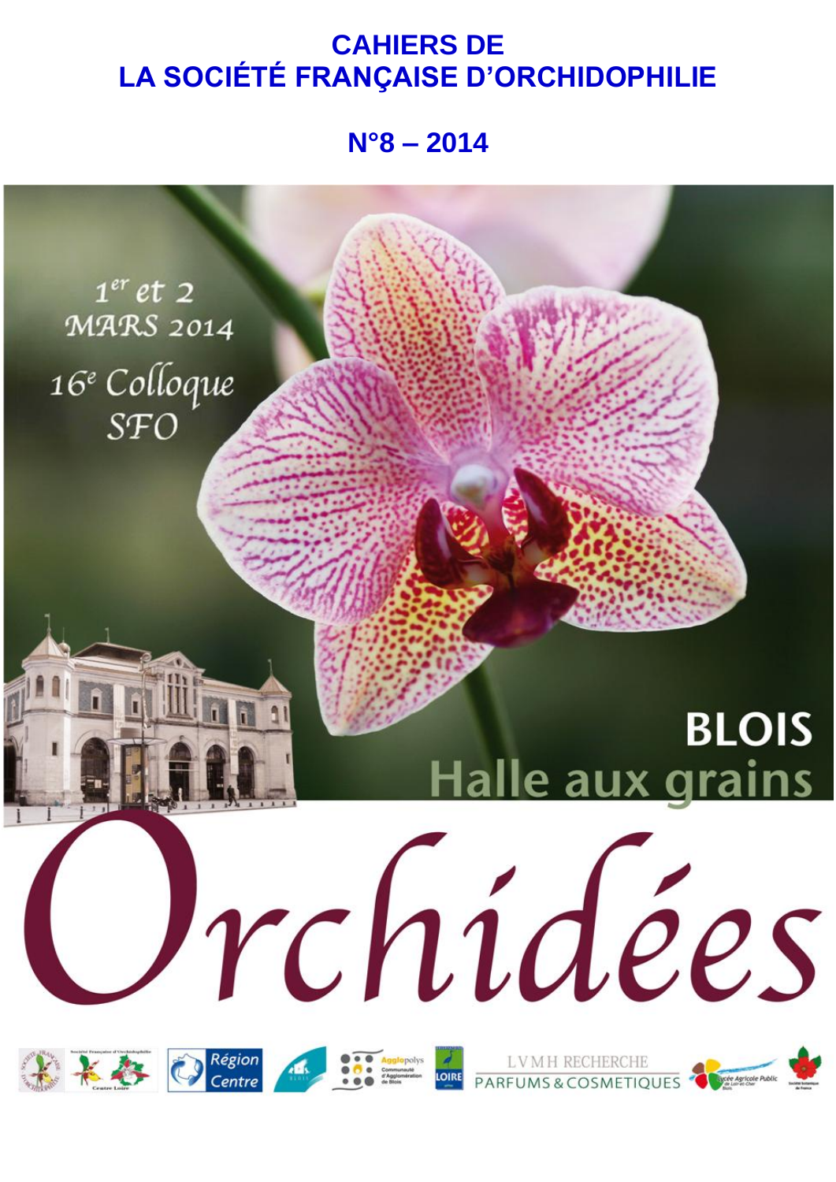# CAHIERS DE LA SOCIÉTÉ FRANÇAISE D'ORCHIDOPHILIE

## N°8 – 2014

1er et 2 MARS 2014

16e Colloque SFO

BLOIS

Halle aux grains

# Orchidées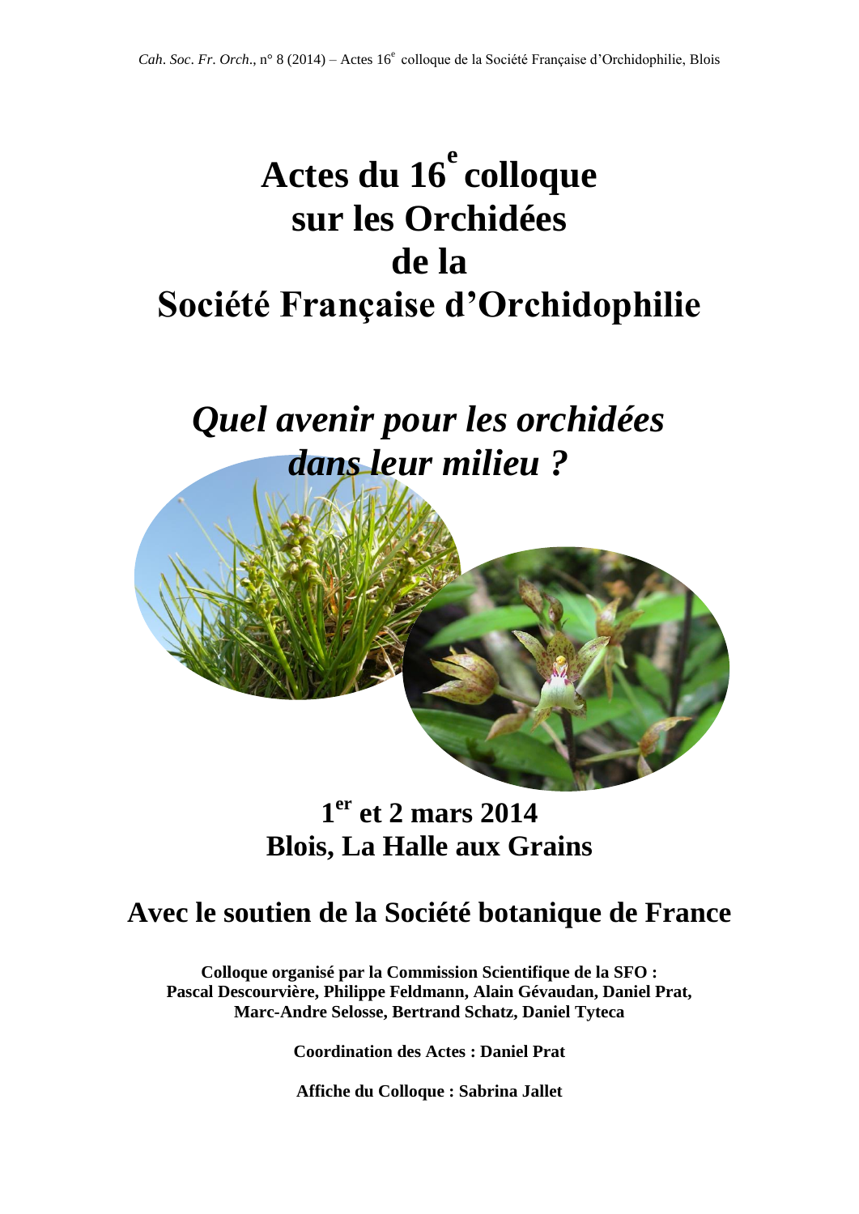# Actes du 16[e] colloque sur les Orchidées de la Société Française d'Orchidophilie

## *Quel avenir pour les orchidées dans leur milieu ?*

**1[er] et 2 mars 2014**
**Blois, La Halle aux Grains**

**Avec le soutien de la Société botanique de France**

**Colloque organisé par la Commission Scientifique de la SFO :**
**Pascal Descourvière, Philippe Feldmann, Alain Gévaudan, Daniel Prat, Marc-Andre Selosse, Bertrand Schatz, Daniel Tyteca**

**Coordination des Actes : Daniel Prat**

**Affiche du Colloque : Sabrina Jallet**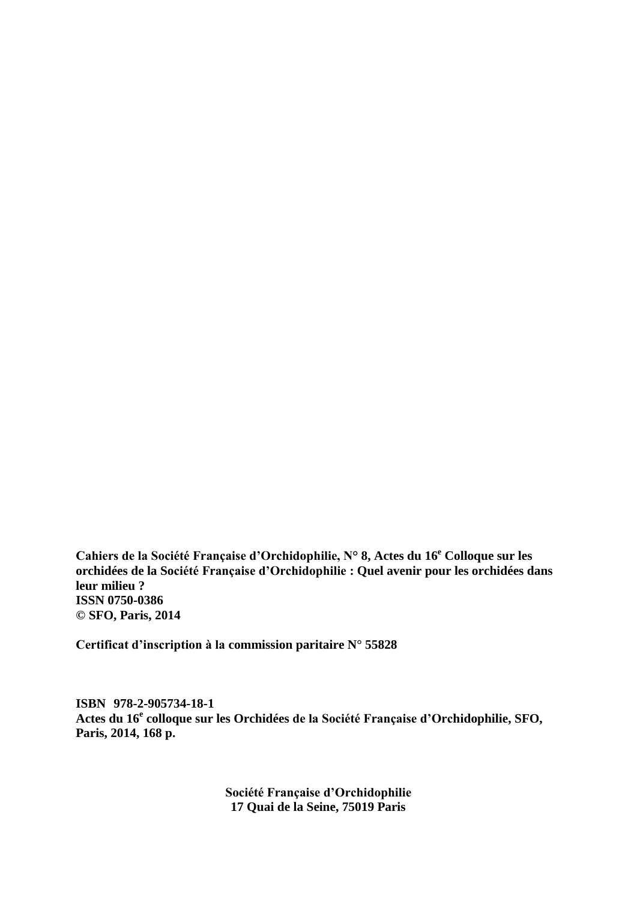**Cahiers de la Société Française d'Orchidophilie, N° 8, Actes du 16[e] Colloque sur les orchidées de la Société Française d'Orchidophilie : Quel avenir pour les orchidées dans leur milieu ?**
**ISSN 0750-0386**
**© SFO, Paris, 2014**

**Certificat d'inscription à la commission paritaire N° 55828**

**ISBN 978-2-905734-18-1**
**Actes du 16[e] colloque sur les Orchidées de la Société Française d'Orchidophilie, SFO, Paris, 2014, 168 p.**

**Société Française d'Orchidophilie**
**17 Quai de la Seine, 75019 Paris**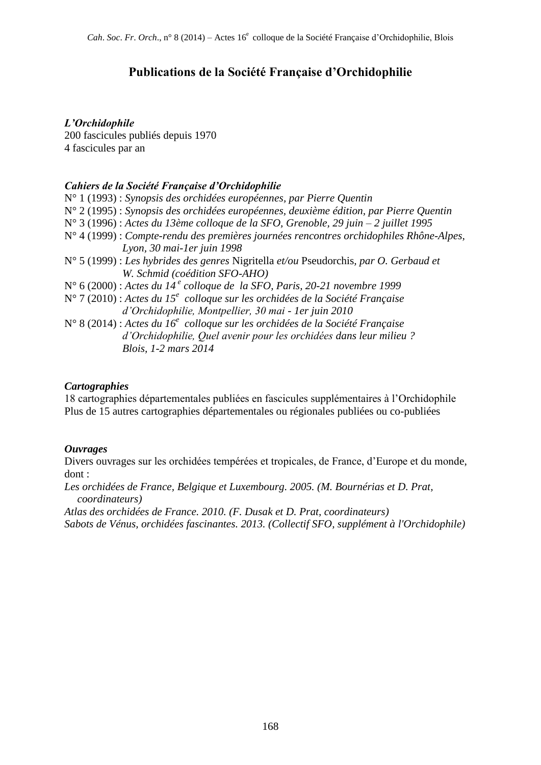# Publications de la Société Française d'Orchidophilie

***L'Orchidophile***

200 fascicules publiés depuis 1970
4 fascicules par an

***Cahiers de la Société Française d'Orchidophilie***

N° 1 (1993) : *Synopsis des orchidées européennes, par Pierre Quentin*
N° 2 (1995) : *Synopsis des orchidées européennes, deuxième édition, par Pierre Quentin*
N° 3 (1996) : *Actes du 13ème colloque de la SFO, Grenoble, 29 juin – 2 juillet 1995*
N° 4 (1999) : *Compte-rendu des premières journées rencontres orchidophiles Rhône-Alpes, Lyon, 30 mai-1er juin 1998*
N° 5 (1999) : *Les hybrides des genres* Nigritella *et/ou* Pseudorchis*, par O. Gerbaud et W. Schmid (coédition SFO-AHO)*
N° 6 (2000) : *Actes du 14 e colloque de la SFO, Paris, 20-21 novembre 1999*
N° 7 (2010) : *Actes du 15e colloque sur les orchidées de la Société Française d'Orchidophilie, Montpellier, 30 mai - 1er juin 2010*
N° 8 (2014) : *Actes du 16e colloque sur les orchidées de la Société Française d'Orchidophilie, Quel avenir pour les orchidées* dans leur milieu ? *Blois, 1-2 mars 2014*

***Cartographies***

18 cartographies départementales publiées en fascicules supplémentaires à l'Orchidophile
Plus de 15 autres cartographies départementales ou régionales publiées ou co-publiées

***Ouvrages***

Divers ouvrages sur les orchidées tempérées et tropicales, de France, d'Europe et du monde, dont :

*Les orchidées de France, Belgique et Luxembourg. 2005. (M. Bournérias et D. Prat, coordinateurs)*
*Atlas des orchidées de France. 2010. (F. Dusak et D. Prat, coordinateurs)*
*Sabots de Vénus, orchidées fascinantes. 2013. (Collectif SFO, supplément à l'Orchidophile)*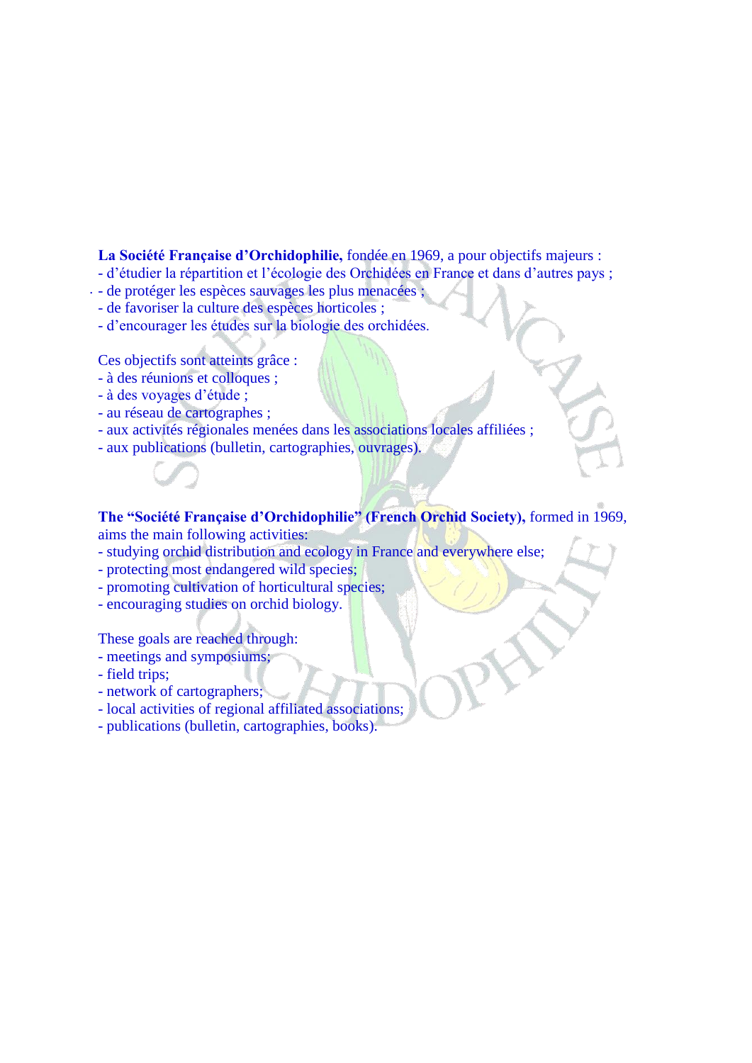**La Société Française d'Orchidophilie,** fondée en 1969, a pour objectifs majeurs :

- d'étudier la répartition et l'écologie des Orchidées en France et dans d'autres pays ;
- de protéger les espèces sauvages les plus menacées ;
- de favoriser la culture des espèces horticoles ;
- d'encourager les études sur la biologie des orchidées.

Ces objectifs sont atteints grâce :

- à des réunions et colloques ;
- à des voyages d'étude ;
- au réseau de cartographes ;
- aux activités régionales menées dans les associations locales affiliées ;
- aux publications (bulletin, cartographies, ouvrages).

**The "Société Française d'Orchidophilie" (French Orchid Society),** formed in 1969, aims the main following activities:

- studying orchid distribution and ecology in France and everywhere else;
- protecting most endangered wild species;
- promoting cultivation of horticultural species;
- encouraging studies on orchid biology.

These goals are reached through:

- meetings and symposiums;
- field trips;
- network of cartographers;
- local activities of regional affiliated associations;
- publications (bulletin, cartographies, books).